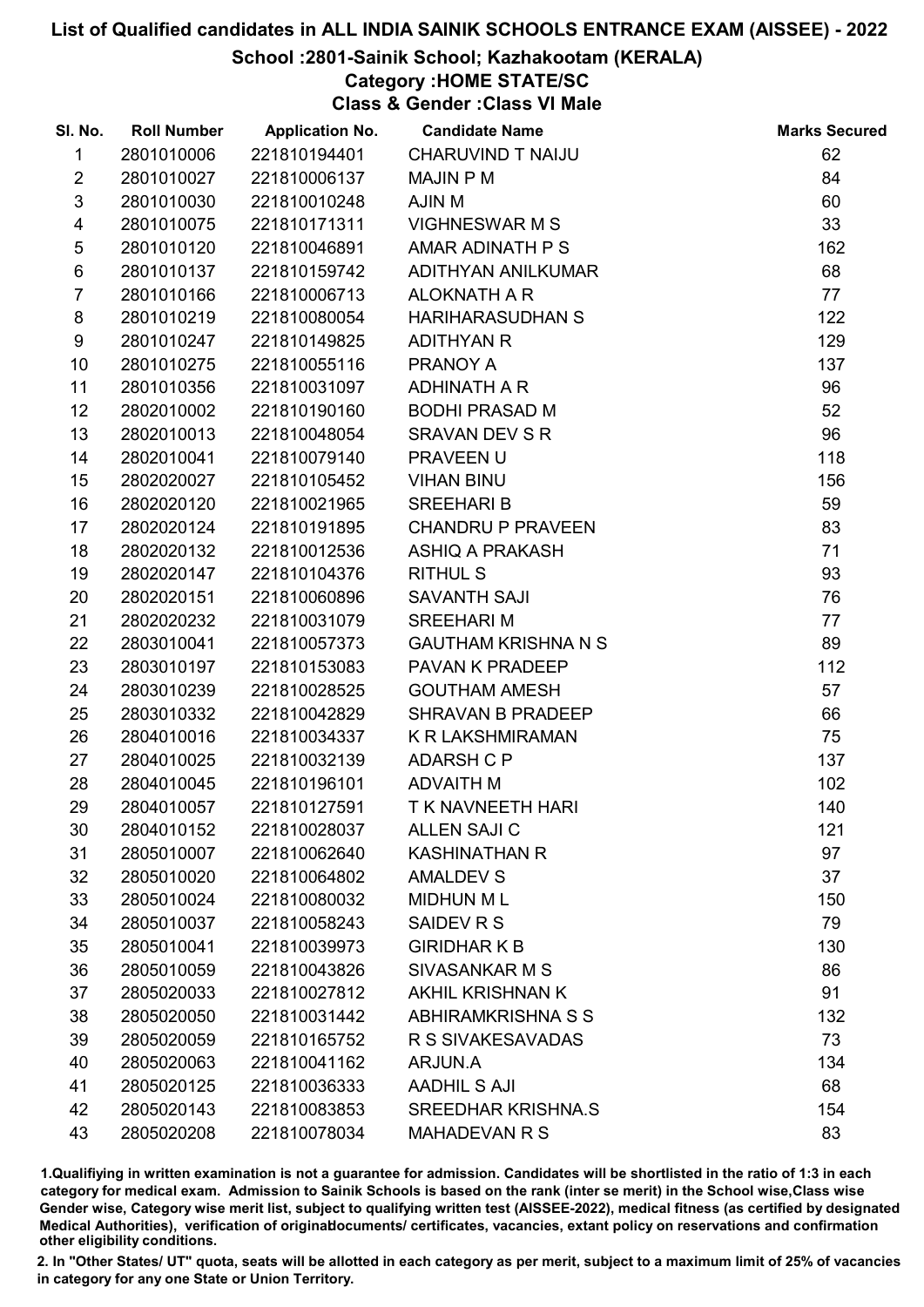# List of Qualified candidates in ALL INDIA SAINIK SCHOOLS ENTRANCE EXAM (AISSEE) - 2022

## School :2801-Sainik School; Kazhakootam (KERALA)

### Category :HOME STATE/SC

### Class & Gender :Class VI Male

| Sl. No. | Roll Number | Application No. | Candidate Name | Marks Secured |
|---|---|---|---|---|
| 1 | 2801010006 | 221810194401 | CHARUVIND T NAIJU | 62 |
| 2 | 2801010027 | 221810006137 | MAJIN P M | 84 |
| 3 | 2801010030 | 221810010248 | AJIN M | 60 |
| 4 | 2801010075 | 221810171311 | VIGHNESWAR M S | 33 |
| 5 | 2801010120 | 221810046891 | AMAR ADINATH P S | 162 |
| 6 | 2801010137 | 221810159742 | ADITHYAN ANILKUMAR | 68 |
| 7 | 2801010166 | 221810006713 | ALOKNATH A R | 77 |
| 8 | 2801010219 | 221810080054 | HARIHARASUDHAN S | 122 |
| 9 | 2801010247 | 221810149825 | ADITHYAN R | 129 |
| 10 | 2801010275 | 221810055116 | PRANOY A | 137 |
| 11 | 2801010356 | 221810031097 | ADHINATH A R | 96 |
| 12 | 2802010002 | 221810190160 | BODHI PRASAD M | 52 |
| 13 | 2802010013 | 221810048054 | SRAVAN DEV S R | 96 |
| 14 | 2802010041 | 221810079140 | PRAVEEN U | 118 |
| 15 | 2802020027 | 221810105452 | VIHAN BINU | 156 |
| 16 | 2802020120 | 221810021965 | SREEHARI B | 59 |
| 17 | 2802020124 | 221810191895 | CHANDRU P PRAVEEN | 83 |
| 18 | 2802020132 | 221810012536 | ASHIQ A PRAKASH | 71 |
| 19 | 2802020147 | 221810104376 | RITHUL S | 93 |
| 20 | 2802020151 | 221810060896 | SAVANTH SAJI | 76 |
| 21 | 2802020232 | 221810031079 | SREEHARI M | 77 |
| 22 | 2803010041 | 221810057373 | GAUTHAM KRISHNA N S | 89 |
| 23 | 2803010197 | 221810153083 | PAVAN K PRADEEP | 112 |
| 24 | 2803010239 | 221810028525 | GOUTHAM AMESH | 57 |
| 25 | 2803010332 | 221810042829 | SHRAVAN B PRADEEP | 66 |
| 26 | 2804010016 | 221810034337 | K R LAKSHMIRAMAN | 75 |
| 27 | 2804010025 | 221810032139 | ADARSH C P | 137 |
| 28 | 2804010045 | 221810196101 | ADVAITH M | 102 |
| 29 | 2804010057 | 221810127591 | T K NAVNEETH HARI | 140 |
| 30 | 2804010152 | 221810028037 | ALLEN SAJI C | 121 |
| 31 | 2805010007 | 221810062640 | KASHINATHAN R | 97 |
| 32 | 2805010020 | 221810064802 | AMALDEV S | 37 |
| 33 | 2805010024 | 221810080032 | MIDHUN M L | 150 |
| 34 | 2805010037 | 221810058243 | SAIDEV R S | 79 |
| 35 | 2805010041 | 221810039973 | GIRIDHAR K B | 130 |
| 36 | 2805010059 | 221810043826 | SIVASANKAR M S | 86 |
| 37 | 2805020033 | 221810027812 | AKHIL KRISHNAN K | 91 |
| 38 | 2805020050 | 221810031442 | ABHIRAMKRISHNA S S | 132 |
| 39 | 2805020059 | 221810165752 | R S SIVAKESAVADAS | 73 |
| 40 | 2805020063 | 221810041162 | ARJUN.A | 134 |
| 41 | 2805020125 | 221810036333 | AADHIL S AJI | 68 |
| 42 | 2805020143 | 221810083853 | SREEDHAR KRISHNA.S | 154 |
| 43 | 2805020208 | 221810078034 | MAHADEVAN R S | 83 |

1.Qualifying in written examination is not a guarantee for admission. Candidates will be shortlisted in the ratio of 1:3 in each category for medical exam. Admission to Sainik Schools is based on the rank (inter se merit) in the School wise,Class wise Gender wise, Category wise merit list, subject to qualifying written test (AISSEE-2022), medical fitness (as certified by designated Medical Authorities), verification of originaldocuments/ certificates, vacancies, extant policy on reservations and confirmation other eligibility conditions.

2. In "Other States/ UT" quota, seats will be allotted in each category as per merit, subject to a maximum limit of 25% of vacancies in category for any one State or Union Territory.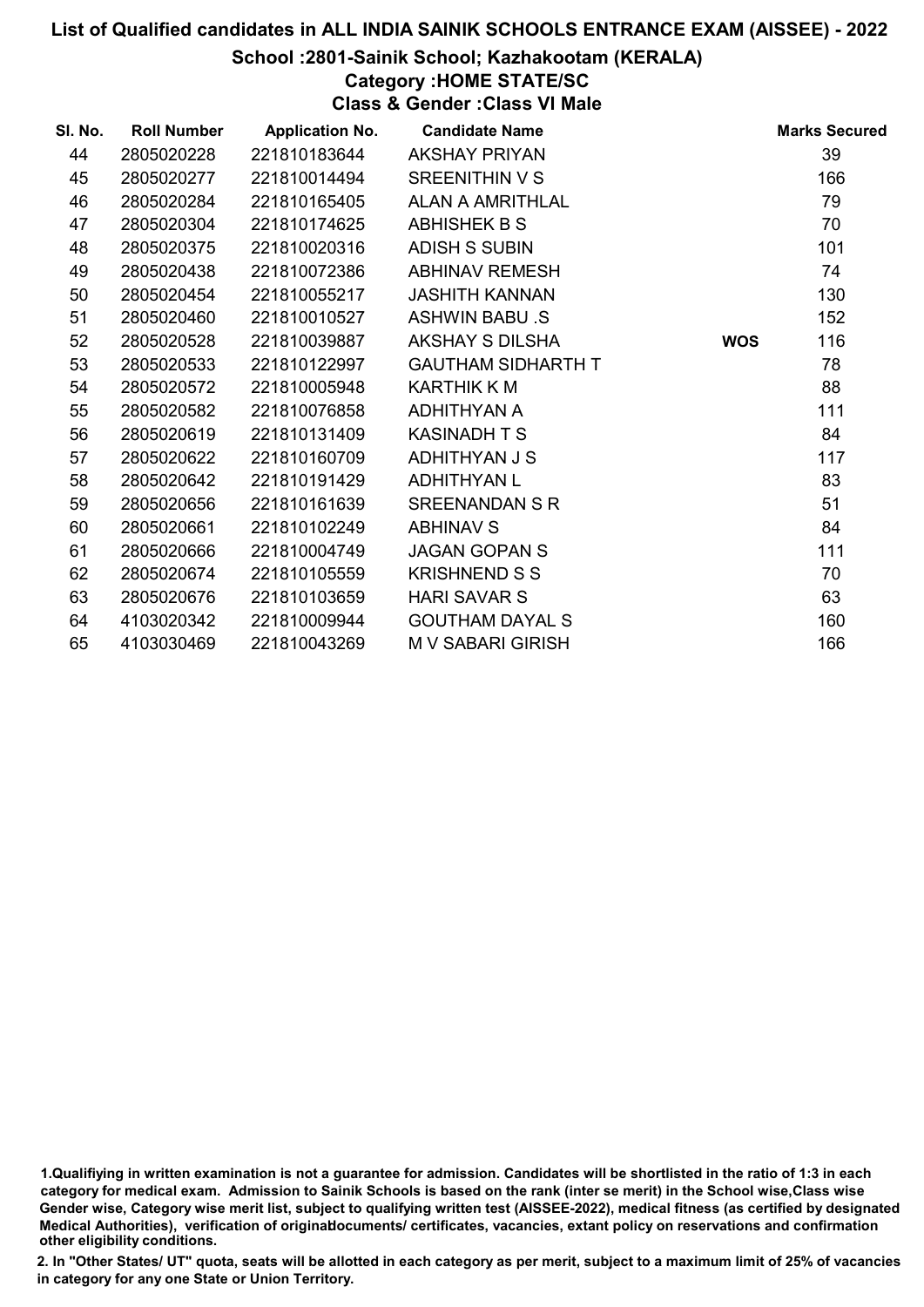# List of Qualified candidates in ALL INDIA SAINIK SCHOOLS ENTRANCE EXAM (AISSEE) - 2022

## School :2801-Sainik School; Kazhakootam (KERALA)

### Category :HOME STATE/SC

### Class & Gender :Class VI Male

| Sl. No. | Roll Number | Application No. | Candidate Name | | Marks Secured |
|---|---|---|---|---|---|
| 44 | 2805020228 | 221810183644 | AKSHAY PRIYAN | | 39 |
| 45 | 2805020277 | 221810014494 | SREENITHIN V S | | 166 |
| 46 | 2805020284 | 221810165405 | ALAN A AMRITHLAL | | 79 |
| 47 | 2805020304 | 221810174625 | ABHISHEK B S | | 70 |
| 48 | 2805020375 | 221810020316 | ADISH S SUBIN | | 101 |
| 49 | 2805020438 | 221810072386 | ABHINAV REMESH | | 74 |
| 50 | 2805020454 | 221810055217 | JASHITH KANNAN | | 130 |
| 51 | 2805020460 | 221810010527 | ASHWIN BABU .S | | 152 |
| 52 | 2805020528 | 221810039887 | AKSHAY S DILSHA | WOS | 116 |
| 53 | 2805020533 | 221810122997 | GAUTHAM SIDHARTH T | | 78 |
| 54 | 2805020572 | 221810005948 | KARTHIK K M | | 88 |
| 55 | 2805020582 | 221810076858 | ADHITHYAN A | | 111 |
| 56 | 2805020619 | 221810131409 | KASINADH T S | | 84 |
| 57 | 2805020622 | 221810160709 | ADHITHYAN J S | | 117 |
| 58 | 2805020642 | 221810191429 | ADHITHYAN L | | 83 |
| 59 | 2805020656 | 221810161639 | SREENANDAN S R | | 51 |
| 60 | 2805020661 | 221810102249 | ABHINAV S | | 84 |
| 61 | 2805020666 | 221810004749 | JAGAN GOPAN S | | 111 |
| 62 | 2805020674 | 221810105559 | KRISHNEND S S | | 70 |
| 63 | 2805020676 | 221810103659 | HARI SAVAR S | | 63 |
| 64 | 4103020342 | 221810009944 | GOUTHAM DAYAL S | | 160 |
| 65 | 4103030469 | 221810043269 | M V SABARI GIRISH | | 166 |

1.Qualifiying in written examination is not a guarantee for admission. Candidates will be shortlisted in the ratio of 1:3 in each category for medical exam. Admission to Sainik Schools is based on the rank (inter se merit) in the School wise,Class wise Gender wise, Category wise merit list, subject to qualifying written test (AISSEE-2022), medical fitness (as certified by designated Medical Authorities), verification of originaldocuments/ certificates, vacancies, extant policy on reservations and confirmation other eligibility conditions.

2. In "Other States/ UT" quota, seats will be allotted in each category as per merit, subject to a maximum limit of 25% of vacancies in category for any one State or Union Territory.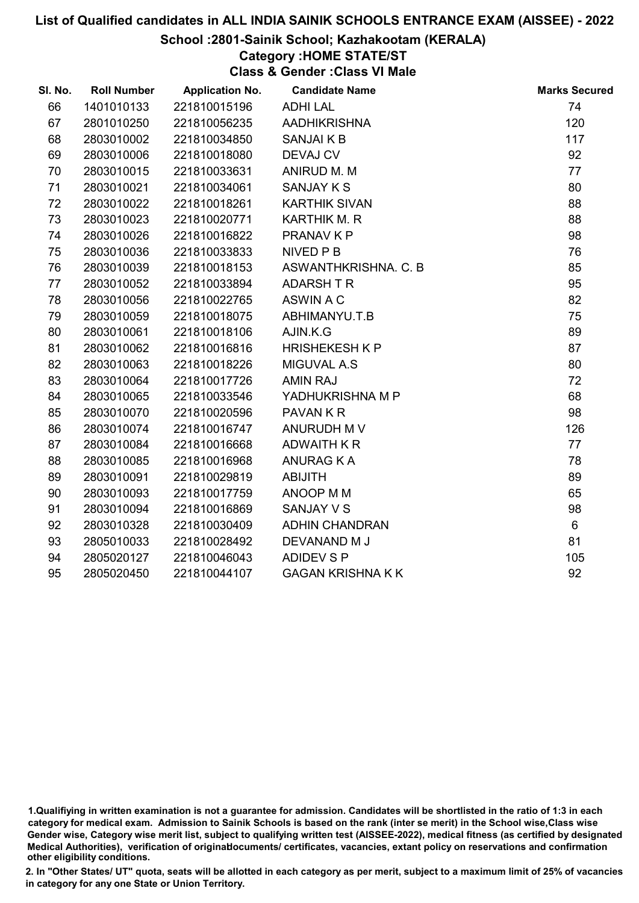# List of Qualified candidates in ALL INDIA SAINIK SCHOOLS ENTRANCE EXAM (AISSEE) - 2022

## School :2801-Sainik School; Kazhakootam (KERALA)

### Category :HOME STATE/ST

### Class & Gender :Class VI Male

| Sl. No. | Roll Number | Application No. | Candidate Name | Marks Secured |
|---|---|---|---|---|
| 66 | 1401010133 | 221810015196 | ADHI LAL | 74 |
| 67 | 2801010250 | 221810056235 | AADHIKRISHNA | 120 |
| 68 | 2803010002 | 221810034850 | SANJAI K B | 117 |
| 69 | 2803010006 | 221810018080 | DEVAJ CV | 92 |
| 70 | 2803010015 | 221810033631 | ANIRUD M. M | 77 |
| 71 | 2803010021 | 221810034061 | SANJAY K S | 80 |
| 72 | 2803010022 | 221810018261 | KARTHIK SIVAN | 88 |
| 73 | 2803010023 | 221810020771 | KARTHIK M. R | 88 |
| 74 | 2803010026 | 221810016822 | PRANAV K P | 98 |
| 75 | 2803010036 | 221810033833 | NIVED P B | 76 |
| 76 | 2803010039 | 221810018153 | ASWANTHKRISHNA. C. B | 85 |
| 77 | 2803010052 | 221810033894 | ADARSH T R | 95 |
| 78 | 2803010056 | 221810022765 | ASWIN A C | 82 |
| 79 | 2803010059 | 221810018075 | ABHIMANYU.T.B | 75 |
| 80 | 2803010061 | 221810018106 | AJIN.K.G | 89 |
| 81 | 2803010062 | 221810016816 | HRISHEKESH K P | 87 |
| 82 | 2803010063 | 221810018226 | MIGUVAL A.S | 80 |
| 83 | 2803010064 | 221810017726 | AMIN RAJ | 72 |
| 84 | 2803010065 | 221810033546 | YADHUKRISHNA M P | 68 |
| 85 | 2803010070 | 221810020596 | PAVAN K R | 98 |
| 86 | 2803010074 | 221810016747 | ANURUDH M V | 126 |
| 87 | 2803010084 | 221810016668 | ADWAITH K R | 77 |
| 88 | 2803010085 | 221810016968 | ANURAG K A | 78 |
| 89 | 2803010091 | 221810029819 | ABIJITH | 89 |
| 90 | 2803010093 | 221810017759 | ANOOP M M | 65 |
| 91 | 2803010094 | 221810016869 | SANJAY V S | 98 |
| 92 | 2803010328 | 221810030409 | ADHIN CHANDRAN | 6 |
| 93 | 2805010033 | 221810028492 | DEVANAND M J | 81 |
| 94 | 2805020127 | 221810046043 | ADIDEV S P | 105 |
| 95 | 2805020450 | 221810044107 | GAGAN KRISHNA K K | 92 |

1.Qualifiying in written examination is not a guarantee for admission. Candidates will be shortlisted in the ratio of 1:3 in each category for medical exam. Admission to Sainik Schools is based on the rank (inter se merit) in the School wise,Class wise Gender wise, Category wise merit list, subject to qualifying written test (AISSEE-2022), medical fitness (as certified by designated Medical Authorities), verification of originaldocuments/ certificates, vacancies, extant policy on reservations and confirmation other eligibility conditions.

2. In "Other States/ UT" quota, seats will be allotted in each category as per merit, subject to a maximum limit of 25% of vacancies in category for any one State or Union Territory.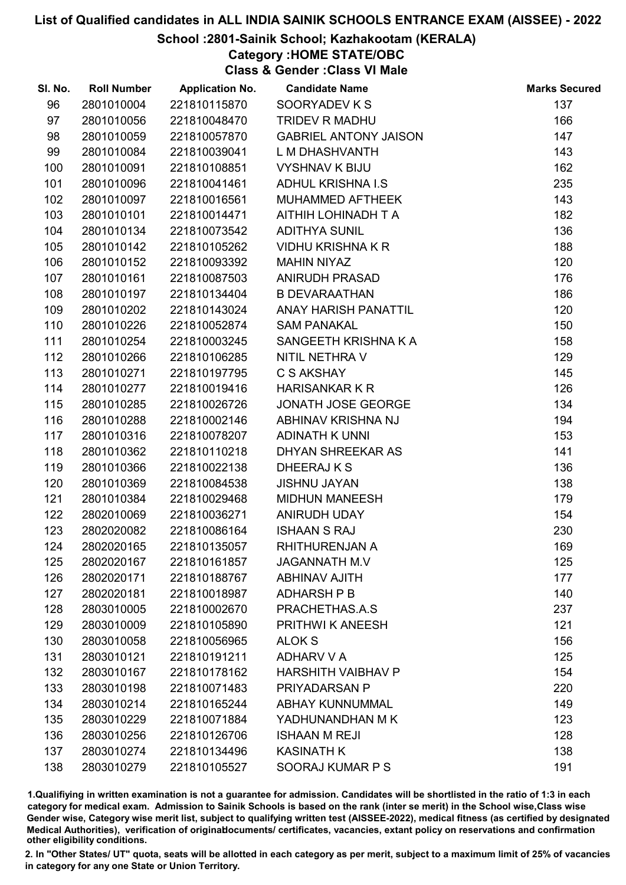# List of Qualified candidates in ALL INDIA SAINIK SCHOOLS ENTRANCE EXAM (AISSEE) - 2022

## School :2801-Sainik School; Kazhakootam (KERALA)

### Category :HOME STATE/OBC

### Class & Gender :Class VI Male

| Sl. No. | Roll Number | Application No. | Candidate Name | Marks Secured |
|---|---|---|---|---|
| 96 | 2801010004 | 221810115870 | SOORYADEV K S | 137 |
| 97 | 2801010056 | 221810048470 | TRIDEV R MADHU | 166 |
| 98 | 2801010059 | 221810057870 | GABRIEL ANTONY JAISON | 147 |
| 99 | 2801010084 | 221810039041 | L M DHASHVANTH | 143 |
| 100 | 2801010091 | 221810108851 | VYSHNAV K BIJU | 162 |
| 101 | 2801010096 | 221810041461 | ADHUL KRISHNA I.S | 235 |
| 102 | 2801010097 | 221810016561 | MUHAMMED AFTHEEK | 143 |
| 103 | 2801010101 | 221810014471 | AITHIH LOHINADH T A | 182 |
| 104 | 2801010134 | 221810073542 | ADITHYA SUNIL | 136 |
| 105 | 2801010142 | 221810105262 | VIDHU KRISHNA K R | 188 |
| 106 | 2801010152 | 221810093392 | MAHIN NIYAZ | 120 |
| 107 | 2801010161 | 221810087503 | ANIRUDH PRASAD | 176 |
| 108 | 2801010197 | 221810134404 | B DEVARAATHAN | 186 |
| 109 | 2801010202 | 221810143024 | ANAY HARISH PANATTIL | 120 |
| 110 | 2801010226 | 221810052874 | SAM PANAKAL | 150 |
| 111 | 2801010254 | 221810003245 | SANGEETH KRISHNA K A | 158 |
| 112 | 2801010266 | 221810106285 | NITIL NETHRA V | 129 |
| 113 | 2801010271 | 221810197795 | C S AKSHAY | 145 |
| 114 | 2801010277 | 221810019416 | HARISANKAR K R | 126 |
| 115 | 2801010285 | 221810026726 | JONATH JOSE GEORGE | 134 |
| 116 | 2801010288 | 221810002146 | ABHINAV KRISHNA NJ | 194 |
| 117 | 2801010316 | 221810078207 | ADINATH K UNNI | 153 |
| 118 | 2801010362 | 221810110218 | DHYAN SHREEKAR AS | 141 |
| 119 | 2801010366 | 221810022138 | DHEERAJ K S | 136 |
| 120 | 2801010369 | 221810084538 | JISHNU JAYAN | 138 |
| 121 | 2801010384 | 221810029468 | MIDHUN MANEESH | 179 |
| 122 | 2802010069 | 221810036271 | ANIRUDH UDAY | 154 |
| 123 | 2802020082 | 221810086164 | ISHAAN S RAJ | 230 |
| 124 | 2802020165 | 221810135057 | RHITHURENJAN A | 169 |
| 125 | 2802020167 | 221810161857 | JAGANNATH M.V | 125 |
| 126 | 2802020171 | 221810188767 | ABHINAV AJITH | 177 |
| 127 | 2802020181 | 221810018987 | ADHARSH P B | 140 |
| 128 | 2803010005 | 221810002670 | PRACHETHAS.A.S | 237 |
| 129 | 2803010009 | 221810105890 | PRITHWI K ANEESH | 121 |
| 130 | 2803010058 | 221810056965 | ALOK S | 156 |
| 131 | 2803010121 | 221810191211 | ADHARV V A | 125 |
| 132 | 2803010167 | 221810178162 | HARSHITH VAIBHAV P | 154 |
| 133 | 2803010198 | 221810071483 | PRIYADARSAN P | 220 |
| 134 | 2803010214 | 221810165244 | ABHAY KUNNUMMAL | 149 |
| 135 | 2803010229 | 221810071884 | YADHUNANDHAN M K | 123 |
| 136 | 2803010256 | 221810126706 | ISHAAN M REJI | 128 |
| 137 | 2803010274 | 221810134496 | KASINATH K | 138 |
| 138 | 2803010279 | 221810105527 | SOORAJ KUMAR P S | 191 |

1.Qualifying in written examination is not a guarantee for admission. Candidates will be shortlisted in the ratio of 1:3 in each category for medical exam. Admission to Sainik Schools is based on the rank (inter se merit) in the School wise,Class wise Gender wise, Category wise merit list, subject to qualifying written test (AISSEE-2022), medical fitness (as certified by designated Medical Authorities), verification of originaldocuments/ certificates, vacancies, extant policy on reservations and confirmation other eligibility conditions.

2. In "Other States/ UT" quota, seats will be allotted in each category as per merit, subject to a maximum limit of 25% of vacancies in category for any one State or Union Territory.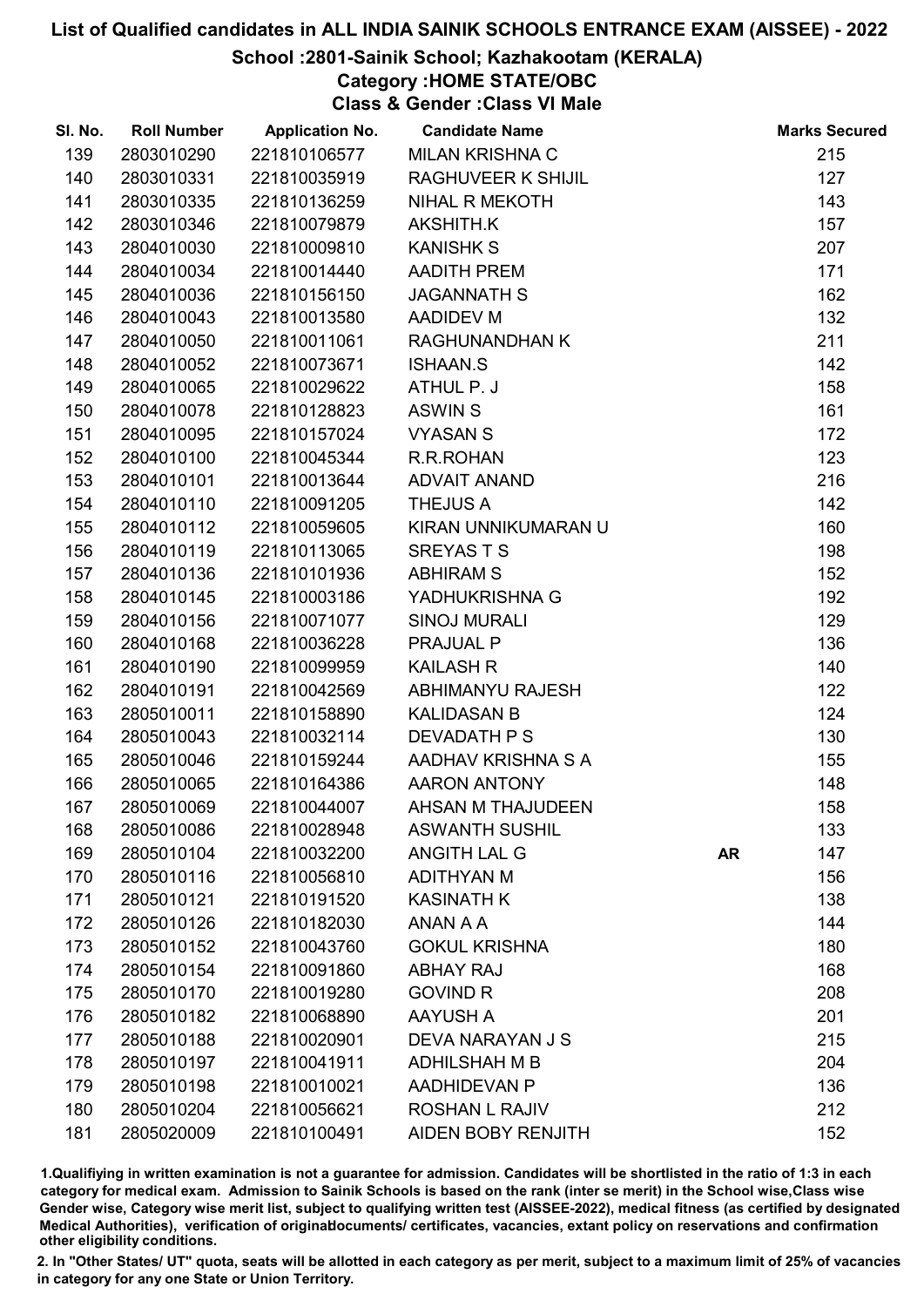# List of Qualified candidates in ALL INDIA SAINIK SCHOOLS ENTRANCE EXAM (AISSEE) - 2022

## School :2801-Sainik School; Kazhakootam (KERALA)

### Category :HOME STATE/OBC

### Class & Gender :Class VI Male

| Sl. No. | Roll Number | Application No. | Candidate Name | | Marks Secured |
|---|---|---|---|---|---|
| 139 | 2803010290 | 221810106577 | MILAN KRISHNA C | | 215 |
| 140 | 2803010331 | 221810035919 | RAGHUVEER K SHIJIL | | 127 |
| 141 | 2803010335 | 221810136259 | NIHAL R MEKOTH | | 143 |
| 142 | 2803010346 | 221810079879 | AKSHITH.K | | 157 |
| 143 | 2804010030 | 221810009810 | KANISHK S | | 207 |
| 144 | 2804010034 | 221810014440 | AADITH PREM | | 171 |
| 145 | 2804010036 | 221810156150 | JAGANNATH S | | 162 |
| 146 | 2804010043 | 221810013580 | AADIDEV M | | 132 |
| 147 | 2804010050 | 221810011061 | RAGHUNANDHAN K | | 211 |
| 148 | 2804010052 | 221810073671 | ISHAAN.S | | 142 |
| 149 | 2804010065 | 221810029622 | ATHUL P. J | | 158 |
| 150 | 2804010078 | 221810128823 | ASWIN S | | 161 |
| 151 | 2804010095 | 221810157024 | VYASAN S | | 172 |
| 152 | 2804010100 | 221810045344 | R.R.ROHAN | | 123 |
| 153 | 2804010101 | 221810013644 | ADVAIT ANAND | | 216 |
| 154 | 2804010110 | 221810091205 | THEJUS A | | 142 |
| 155 | 2804010112 | 221810059605 | KIRAN UNNIKUMARAN U | | 160 |
| 156 | 2804010119 | 221810113065 | SREYAS T S | | 198 |
| 157 | 2804010136 | 221810101936 | ABHIRAM S | | 152 |
| 158 | 2804010145 | 221810003186 | YADHUKRISHNA G | | 192 |
| 159 | 2804010156 | 221810071077 | SINOJ MURALI | | 129 |
| 160 | 2804010168 | 221810036228 | PRAJUAL P | | 136 |
| 161 | 2804010190 | 221810099959 | KAILASH R | | 140 |
| 162 | 2804010191 | 221810042569 | ABHIMANYU RAJESH | | 122 |
| 163 | 2805010011 | 221810158890 | KALIDASAN B | | 124 |
| 164 | 2805010043 | 221810032114 | DEVADATH P S | | 130 |
| 165 | 2805010046 | 221810159244 | AADHAV KRISHNA S A | | 155 |
| 166 | 2805010065 | 221810164386 | AARON ANTONY | | 148 |
| 167 | 2805010069 | 221810044007 | AHSAN M THAJUDEEN | | 158 |
| 168 | 2805010086 | 221810028948 | ASWANTH SUSHIL | | 133 |
| 169 | 2805010104 | 221810032200 | ANGITH LAL G | AR | 147 |
| 170 | 2805010116 | 221810056810 | ADITHYAN M | | 156 |
| 171 | 2805010121 | 221810191520 | KASINATH K | | 138 |
| 172 | 2805010126 | 221810182030 | ANAN A A | | 144 |
| 173 | 2805010152 | 221810043760 | GOKUL KRISHNA | | 180 |
| 174 | 2805010154 | 221810091860 | ABHAY RAJ | | 168 |
| 175 | 2805010170 | 221810019280 | GOVIND R | | 208 |
| 176 | 2805010182 | 221810068890 | AAYUSH A | | 201 |
| 177 | 2805010188 | 221810020901 | DEVA NARAYAN J S | | 215 |
| 178 | 2805010197 | 221810041911 | ADHILSHAH M B | | 204 |
| 179 | 2805010198 | 221810010021 | AADHIDEVAN P | | 136 |
| 180 | 2805010204 | 221810056621 | ROSHAN L RAJIV | | 212 |
| 181 | 2805020009 | 221810100491 | AIDEN BOBY RENJITH | | 152 |

1.Qualifiying in written examination is not a guarantee for admission. Candidates will be shortlisted in the ratio of 1:3 in each category for medical exam. Admission to Sainik Schools is based on the rank (inter se merit) in the School wise,Class wise Gender wise, Category wise merit list, subject to qualifying written test (AISSEE-2022), medical fitness (as certified by designated Medical Authorities), verification of originaldocuments/ certificates, vacancies, extant policy on reservations and confirmation other eligibility conditions.

2. In "Other States/ UT" quota, seats will be allotted in each category as per merit, subject to a maximum limit of 25% of vacancies in category for any one State or Union Territory.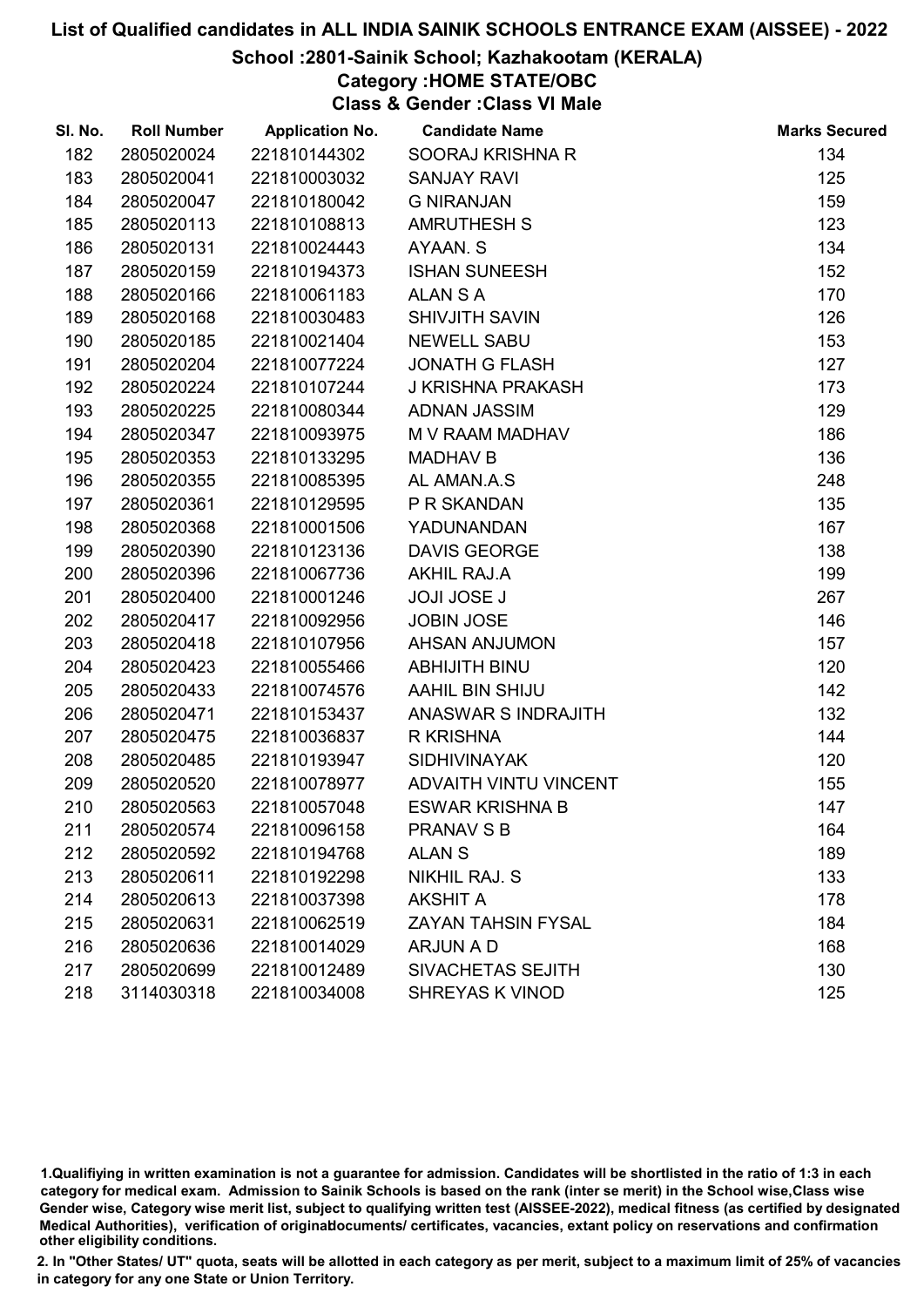# List of Qualified candidates in ALL INDIA SAINIK SCHOOLS ENTRANCE EXAM (AISSEE) - 2022

## School :2801-Sainik School; Kazhakootam (KERALA)

### Category :HOME STATE/OBC

### Class & Gender :Class VI Male

| Sl. No. | Roll Number | Application No. | Candidate Name | Marks Secured |
|---|---|---|---|---|
| 182 | 2805020024 | 221810144302 | SOORAJ KRISHNA R | 134 |
| 183 | 2805020041 | 221810003032 | SANJAY RAVI | 125 |
| 184 | 2805020047 | 221810180042 | G NIRANJAN | 159 |
| 185 | 2805020113 | 221810108813 | AMRUTHESH S | 123 |
| 186 | 2805020131 | 221810024443 | AYAAN. S | 134 |
| 187 | 2805020159 | 221810194373 | ISHAN SUNEESH | 152 |
| 188 | 2805020166 | 221810061183 | ALAN S A | 170 |
| 189 | 2805020168 | 221810030483 | SHIVJITH SAVIN | 126 |
| 190 | 2805020185 | 221810021404 | NEWELL SABU | 153 |
| 191 | 2805020204 | 221810077224 | JONATH G FLASH | 127 |
| 192 | 2805020224 | 221810107244 | J KRISHNA PRAKASH | 173 |
| 193 | 2805020225 | 221810080344 | ADNAN JASSIM | 129 |
| 194 | 2805020347 | 221810093975 | M V RAAM MADHAV | 186 |
| 195 | 2805020353 | 221810133295 | MADHAV B | 136 |
| 196 | 2805020355 | 221810085395 | AL AMAN.A.S | 248 |
| 197 | 2805020361 | 221810129595 | P R SKANDAN | 135 |
| 198 | 2805020368 | 221810001506 | YADUNANDAN | 167 |
| 199 | 2805020390 | 221810123136 | DAVIS GEORGE | 138 |
| 200 | 2805020396 | 221810067736 | AKHIL RAJ.A | 199 |
| 201 | 2805020400 | 221810001246 | JOJI JOSE J | 267 |
| 202 | 2805020417 | 221810092956 | JOBIN JOSE | 146 |
| 203 | 2805020418 | 221810107956 | AHSAN ANJUMON | 157 |
| 204 | 2805020423 | 221810055466 | ABHIJITH BINU | 120 |
| 205 | 2805020433 | 221810074576 | AAHIL BIN SHIJU | 142 |
| 206 | 2805020471 | 221810153437 | ANASWAR S INDRAJITH | 132 |
| 207 | 2805020475 | 221810036837 | R KRISHNA | 144 |
| 208 | 2805020485 | 221810193947 | SIDHIVINAYAK | 120 |
| 209 | 2805020520 | 221810078977 | ADVAITH VINTU VINCENT | 155 |
| 210 | 2805020563 | 221810057048 | ESWAR KRISHNA B | 147 |
| 211 | 2805020574 | 221810096158 | PRANAV S B | 164 |
| 212 | 2805020592 | 221810194768 | ALAN S | 189 |
| 213 | 2805020611 | 221810192298 | NIKHIL RAJ. S | 133 |
| 214 | 2805020613 | 221810037398 | AKSHIT A | 178 |
| 215 | 2805020631 | 221810062519 | ZAYAN TAHSIN FYSAL | 184 |
| 216 | 2805020636 | 221810014029 | ARJUN A D | 168 |
| 217 | 2805020699 | 221810012489 | SIVACHETAS SEJITH | 130 |
| 218 | 3114030318 | 221810034008 | SHREYAS K VINOD | 125 |

1.Qualifiying in written examination is not a guarantee for admission. Candidates will be shortlisted in the ratio of 1:3 in each category for medical exam. Admission to Sainik Schools is based on the rank (inter se merit) in the School wise,Class wise Gender wise, Category wise merit list, subject to qualifying written test (AISSEE-2022), medical fitness (as certified by designated Medical Authorities), verification of originaldocuments/ certificates, vacancies, extant policy on reservations and confirmation other eligibility conditions.

2. In "Other States/ UT" quota, seats will be allotted in each category as per merit, subject to a maximum limit of 25% of vacancies in category for any one State or Union Territory.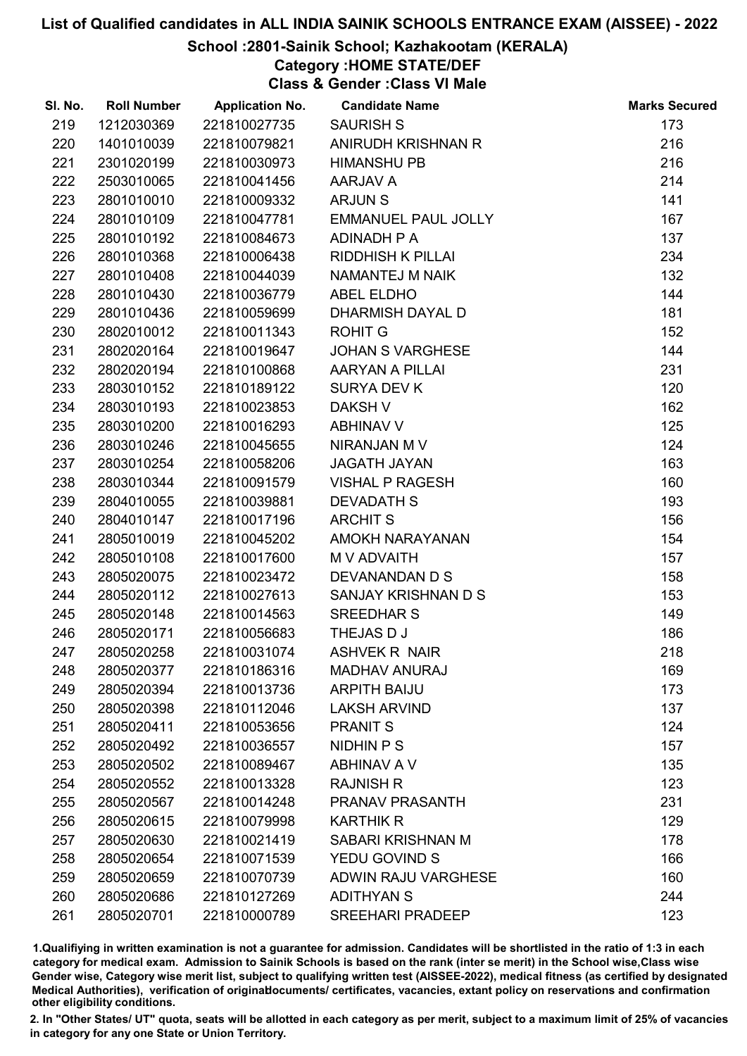# List of Qualified candidates in ALL INDIA SAINIK SCHOOLS ENTRANCE EXAM (AISSEE) - 2022

## School :2801-Sainik School; Kazhakootam (KERALA)

### Category :HOME STATE/DEF

### Class & Gender :Class VI Male

| Sl. No. | Roll Number | Application No. | Candidate Name | Marks Secured |
|---|---|---|---|---|
| 219 | 1212030369 | 221810027735 | SAURISH S | 173 |
| 220 | 1401010039 | 221810079821 | ANIRUDH KRISHNAN R | 216 |
| 221 | 2301020199 | 221810030973 | HIMANSHU PB | 216 |
| 222 | 2503010065 | 221810041456 | AARJAV A | 214 |
| 223 | 2801010010 | 221810009332 | ARJUN S | 141 |
| 224 | 2801010109 | 221810047781 | EMMANUEL PAUL JOLLY | 167 |
| 225 | 2801010192 | 221810084673 | ADINADH P A | 137 |
| 226 | 2801010368 | 221810006438 | RIDDHISH K PILLAI | 234 |
| 227 | 2801010408 | 221810044039 | NAMANTEJ M NAIK | 132 |
| 228 | 2801010430 | 221810036779 | ABEL ELDHO | 144 |
| 229 | 2801010436 | 221810059699 | DHARMISH DAYAL D | 181 |
| 230 | 2802010012 | 221810011343 | ROHIT G | 152 |
| 231 | 2802020164 | 221810019647 | JOHAN S VARGHESE | 144 |
| 232 | 2802020194 | 221810100868 | AARYAN A PILLAI | 231 |
| 233 | 2803010152 | 221810189122 | SURYA DEV K | 120 |
| 234 | 2803010193 | 221810023853 | DAKSH V | 162 |
| 235 | 2803010200 | 221810016293 | ABHINAV V | 125 |
| 236 | 2803010246 | 221810045655 | NIRANJAN M V | 124 |
| 237 | 2803010254 | 221810058206 | JAGATH JAYAN | 163 |
| 238 | 2803010344 | 221810091579 | VISHAL P RAGESH | 160 |
| 239 | 2804010055 | 221810039881 | DEVADATH S | 193 |
| 240 | 2804010147 | 221810017196 | ARCHIT S | 156 |
| 241 | 2805010019 | 221810045202 | AMOKH NARAYANAN | 154 |
| 242 | 2805010108 | 221810017600 | M V ADVAITH | 157 |
| 243 | 2805020075 | 221810023472 | DEVANANDAN D S | 158 |
| 244 | 2805020112 | 221810027613 | SANJAY KRISHNAN D S | 153 |
| 245 | 2805020148 | 221810014563 | SREEDHAR S | 149 |
| 246 | 2805020171 | 221810056683 | THEJAS D J | 186 |
| 247 | 2805020258 | 221810031074 | ASHVEK R NAIR | 218 |
| 248 | 2805020377 | 221810186316 | MADHAV ANURAJ | 169 |
| 249 | 2805020394 | 221810013736 | ARPITH BAIJU | 173 |
| 250 | 2805020398 | 221810112046 | LAKSH ARVIND | 137 |
| 251 | 2805020411 | 221810053656 | PRANIT S | 124 |
| 252 | 2805020492 | 221810036557 | NIDHIN P S | 157 |
| 253 | 2805020502 | 221810089467 | ABHINAV A V | 135 |
| 254 | 2805020552 | 221810013328 | RAJNISH R | 123 |
| 255 | 2805020567 | 221810014248 | PRANAV PRASANTH | 231 |
| 256 | 2805020615 | 221810079998 | KARTHIK R | 129 |
| 257 | 2805020630 | 221810021419 | SABARI KRISHNAN M | 178 |
| 258 | 2805020654 | 221810071539 | YEDU GOVIND S | 166 |
| 259 | 2805020659 | 221810070739 | ADWIN RAJU VARGHESE | 160 |
| 260 | 2805020686 | 221810127269 | ADITHYAN S | 244 |
| 261 | 2805020701 | 221810000789 | SREEHARI PRADEEP | 123 |

1.Qualifying in written examination is not a guarantee for admission. Candidates will be shortlisted in the ratio of 1:3 in each category for medical exam. Admission to Sainik Schools is based on the rank (inter se merit) in the School wise,Class wise Gender wise, Category wise merit list, subject to qualifying written test (AISSEE-2022), medical fitness (as certified by designated Medical Authorities), verification of originaldocuments/ certificates, vacancies, extant policy on reservations and confirmation other eligibility conditions.

2. In "Other States/ UT" quota, seats will be allotted in each category as per merit, subject to a maximum limit of 25% of vacancies in category for any one State or Union Territory.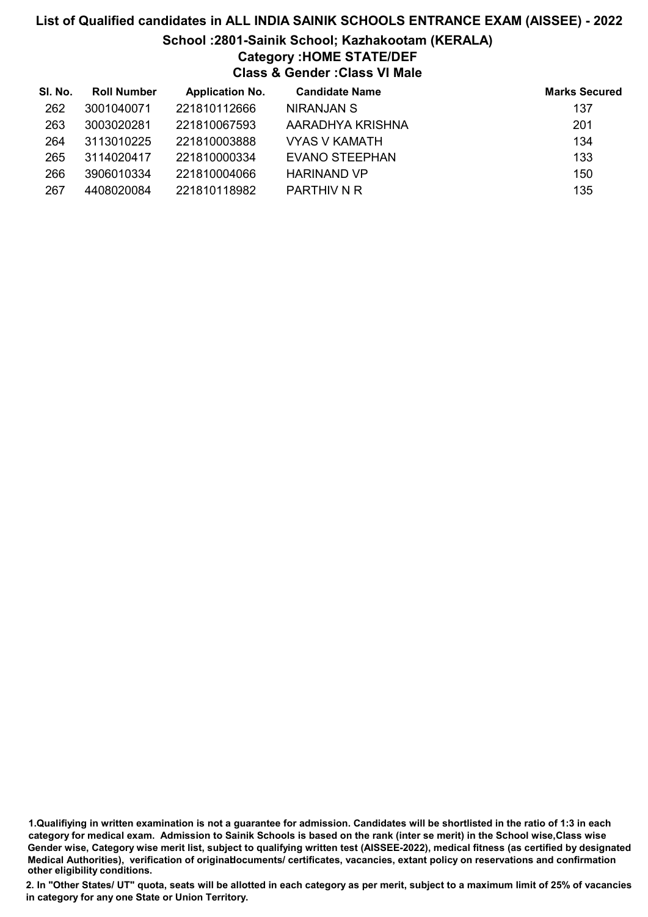# List of Qualified candidates in ALL INDIA SAINIK SCHOOLS ENTRANCE EXAM (AISSEE) - 2022

## School :2801-Sainik School; Kazhakootam (KERALA)

### Category :HOME STATE/DEF

### Class & Gender :Class VI Male

| Sl. No. | Roll Number | Application No. | Candidate Name | Marks Secured |
|---|---|---|---|---|
| 262 | 3001040071 | 221810112666 | NIRANJAN S | 137 |
| 263 | 3003020281 | 221810067593 | AARADHYA KRISHNA | 201 |
| 264 | 3113010225 | 221810003888 | VYAS V KAMATH | 134 |
| 265 | 3114020417 | 221810000334 | EVANO STEEPHAN | 133 |
| 266 | 3906010334 | 221810004066 | HARINAND VP | 150 |
| 267 | 4408020084 | 221810118982 | PARTHIV N R | 135 |

1.Qualifiying in written examination is not a guarantee for admission. Candidates will be shortlisted in the ratio of 1:3 in each category for medical exam. Admission to Sainik Schools is based on the rank (inter se merit) in the School wise,Class wise Gender wise, Category wise merit list, subject to qualifying written test (AISSEE-2022), medical fitness (as certified by designated Medical Authorities), verification of originaldocuments/ certificates, vacancies, extant policy on reservations and confirmation other eligibility conditions.

2. In "Other States/ UT" quota, seats will be allotted in each category as per merit, subject to a maximum limit of 25% of vacancies in category for any one State or Union Territory.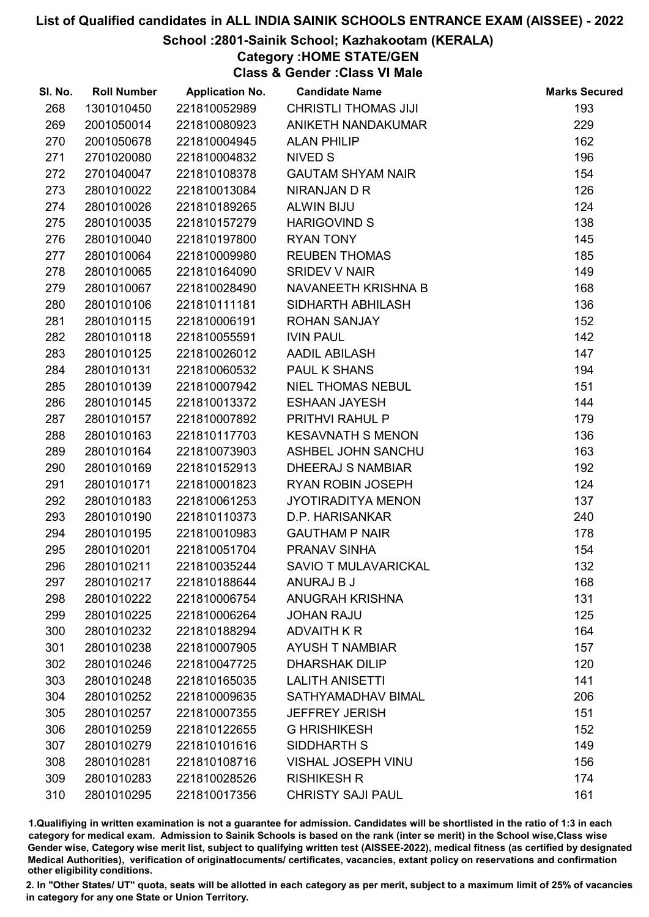# List of Qualified candidates in ALL INDIA SAINIK SCHOOLS ENTRANCE EXAM (AISSEE) - 2022

## School :2801-Sainik School; Kazhakootam (KERALA)

### Category :HOME STATE/GEN

### Class & Gender :Class VI Male

| Sl. No. | Roll Number | Application No. | Candidate Name | Marks Secured |
|---|---|---|---|---|
| 268 | 1301010450 | 221810052989 | CHRISTLI THOMAS JIJI | 193 |
| 269 | 2001050014 | 221810080923 | ANIKETH NANDAKUMAR | 229 |
| 270 | 2001050678 | 221810004945 | ALAN PHILIP | 162 |
| 271 | 2701020080 | 221810004832 | NIVED S | 196 |
| 272 | 2701040047 | 221810108378 | GAUTAM SHYAM NAIR | 154 |
| 273 | 2801010022 | 221810013084 | NIRANJAN D R | 126 |
| 274 | 2801010026 | 221810189265 | ALWIN BIJU | 124 |
| 275 | 2801010035 | 221810157279 | HARIGOVIND S | 138 |
| 276 | 2801010040 | 221810197800 | RYAN TONY | 145 |
| 277 | 2801010064 | 221810009980 | REUBEN THOMAS | 185 |
| 278 | 2801010065 | 221810164090 | SRIDEV V NAIR | 149 |
| 279 | 2801010067 | 221810028490 | NAVANEETH KRISHNA B | 168 |
| 280 | 2801010106 | 221810111181 | SIDHARTH ABHILASH | 136 |
| 281 | 2801010115 | 221810006191 | ROHAN SANJAY | 152 |
| 282 | 2801010118 | 221810055591 | IVIN PAUL | 142 |
| 283 | 2801010125 | 221810026012 | AADIL ABILASH | 147 |
| 284 | 2801010131 | 221810060532 | PAUL K SHANS | 194 |
| 285 | 2801010139 | 221810007942 | NIEL THOMAS NEBUL | 151 |
| 286 | 2801010145 | 221810013372 | ESHAAN JAYESH | 144 |
| 287 | 2801010157 | 221810007892 | PRITHVI RAHUL P | 179 |
| 288 | 2801010163 | 221810117703 | KESAVNATH S MENON | 136 |
| 289 | 2801010164 | 221810073903 | ASHBEL JOHN SANCHU | 163 |
| 290 | 2801010169 | 221810152913 | DHEERAJ S NAMBIAR | 192 |
| 291 | 2801010171 | 221810001823 | RYAN ROBIN JOSEPH | 124 |
| 292 | 2801010183 | 221810061253 | JYOTIRADITYA MENON | 137 |
| 293 | 2801010190 | 221810110373 | D.P. HARISANKAR | 240 |
| 294 | 2801010195 | 221810010983 | GAUTHAM P NAIR | 178 |
| 295 | 2801010201 | 221810051704 | PRANAV SINHA | 154 |
| 296 | 2801010211 | 221810035244 | SAVIO T MULAVARICKAL | 132 |
| 297 | 2801010217 | 221810188644 | ANURAJ B J | 168 |
| 298 | 2801010222 | 221810006754 | ANUGRAH KRISHNA | 131 |
| 299 | 2801010225 | 221810006264 | JOHAN RAJU | 125 |
| 300 | 2801010232 | 221810188294 | ADVAITH K R | 164 |
| 301 | 2801010238 | 221810007905 | AYUSH T NAMBIAR | 157 |
| 302 | 2801010246 | 221810047725 | DHARSHAK DILIP | 120 |
| 303 | 2801010248 | 221810165035 | LALITH ANISETTI | 141 |
| 304 | 2801010252 | 221810009635 | SATHYAMADHAV BIMAL | 206 |
| 305 | 2801010257 | 221810007355 | JEFFREY JERISH | 151 |
| 306 | 2801010259 | 221810122655 | G HRISHIKESH | 152 |
| 307 | 2801010279 | 221810101616 | SIDDHARTH S | 149 |
| 308 | 2801010281 | 221810108716 | VISHAL JOSEPH VINU | 156 |
| 309 | 2801010283 | 221810028526 | RISHIKESH R | 174 |
| 310 | 2801010295 | 221810017356 | CHRISTY SAJI PAUL | 161 |

1.Qualifiying in written examination is not a guarantee for admission. Candidates will be shortlisted in the ratio of 1:3 in each category for medical exam. Admission to Sainik Schools is based on the rank (inter se merit) in the School wise,Class wise Gender wise, Category wise merit list, subject to qualifying written test (AISSEE-2022), medical fitness (as certified by designated Medical Authorities), verification of originaldocuments/ certificates, vacancies, extant policy on reservations and confirmation other eligibility conditions.

2. In "Other States/ UT" quota, seats will be allotted in each category as per merit, subject to a maximum limit of 25% of vacancies in category for any one State or Union Territory.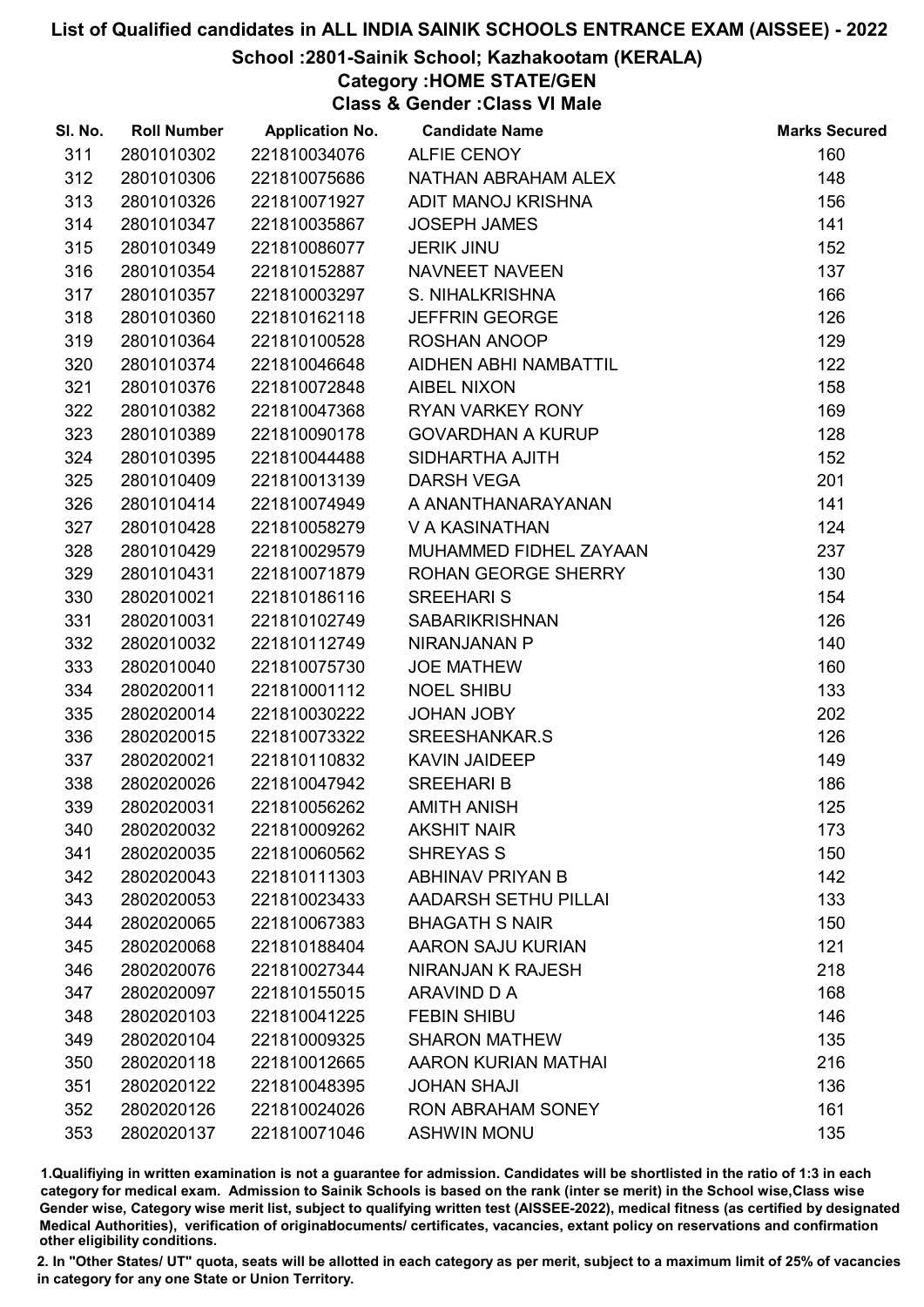# List of Qualified candidates in ALL INDIA SAINIK SCHOOLS ENTRANCE EXAM (AISSEE) - 2022

## School :2801-Sainik School; Kazhakootam (KERALA)

### Category :HOME STATE/GEN

### Class & Gender :Class VI Male

| Sl. No. | Roll Number | Application No. | Candidate Name | Marks Secured |
|---|---|---|---|---|
| 311 | 2801010302 | 221810034076 | ALFIE CENOY | 160 |
| 312 | 2801010306 | 221810075686 | NATHAN ABRAHAM ALEX | 148 |
| 313 | 2801010326 | 221810071927 | ADIT MANOJ KRISHNA | 156 |
| 314 | 2801010347 | 221810035867 | JOSEPH JAMES | 141 |
| 315 | 2801010349 | 221810086077 | JERIK JINU | 152 |
| 316 | 2801010354 | 221810152887 | NAVNEET NAVEEN | 137 |
| 317 | 2801010357 | 221810003297 | S. NIHALKRISHNA | 166 |
| 318 | 2801010360 | 221810162118 | JEFFRIN GEORGE | 126 |
| 319 | 2801010364 | 221810100528 | ROSHAN ANOOP | 129 |
| 320 | 2801010374 | 221810046648 | AIDHEN ABHI NAMBATTIL | 122 |
| 321 | 2801010376 | 221810072848 | AIBEL NIXON | 158 |
| 322 | 2801010382 | 221810047368 | RYAN VARKEY RONY | 169 |
| 323 | 2801010389 | 221810090178 | GOVARDHAN A KURUP | 128 |
| 324 | 2801010395 | 221810044488 | SIDHARTHA AJITH | 152 |
| 325 | 2801010409 | 221810013139 | DARSH VEGA | 201 |
| 326 | 2801010414 | 221810074949 | A ANANTHANARAYANAN | 141 |
| 327 | 2801010428 | 221810058279 | V A KASINATHAN | 124 |
| 328 | 2801010429 | 221810029579 | MUHAMMED FIDHEL ZAYAAN | 237 |
| 329 | 2801010431 | 221810071879 | ROHAN GEORGE SHERRY | 130 |
| 330 | 2802010021 | 221810186116 | SREEHARI S | 154 |
| 331 | 2802010031 | 221810102749 | SABARIKRISHNAN | 126 |
| 332 | 2802010032 | 221810112749 | NIRANJANAN P | 140 |
| 333 | 2802010040 | 221810075730 | JOE MATHEW | 160 |
| 334 | 2802020011 | 221810001112 | NOEL SHIBU | 133 |
| 335 | 2802020014 | 221810030222 | JOHAN JOBY | 202 |
| 336 | 2802020015 | 221810073322 | SREESHANKAR.S | 126 |
| 337 | 2802020021 | 221810110832 | KAVIN JAIDEEP | 149 |
| 338 | 2802020026 | 221810047942 | SREEHARI B | 186 |
| 339 | 2802020031 | 221810056262 | AMITH ANISH | 125 |
| 340 | 2802020032 | 221810009262 | AKSHIT NAIR | 173 |
| 341 | 2802020035 | 221810060562 | SHREYAS S | 150 |
| 342 | 2802020043 | 221810111303 | ABHINAV PRIYAN B | 142 |
| 343 | 2802020053 | 221810023433 | AADARSH SETHU PILLAI | 133 |
| 344 | 2802020065 | 221810067383 | BHAGATH S NAIR | 150 |
| 345 | 2802020068 | 221810188404 | AARON SAJU KURIAN | 121 |
| 346 | 2802020076 | 221810027344 | NIRANJAN K RAJESH | 218 |
| 347 | 2802020097 | 221810155015 | ARAVIND D A | 168 |
| 348 | 2802020103 | 221810041225 | FEBIN SHIBU | 146 |
| 349 | 2802020104 | 221810009325 | SHARON MATHEW | 135 |
| 350 | 2802020118 | 221810012665 | AARON KURIAN MATHAI | 216 |
| 351 | 2802020122 | 221810048395 | JOHAN SHAJI | 136 |
| 352 | 2802020126 | 221810024026 | RON ABRAHAM SONEY | 161 |
| 353 | 2802020137 | 221810071046 | ASHWIN MONU | 135 |

1.Qualifiying in written examination is not a guarantee for admission. Candidates will be shortlisted in the ratio of 1:3 in each category for medical exam. Admission to Sainik Schools is based on the rank (inter se merit) in the School wise,Class wise Gender wise, Category wise merit list, subject to qualifying written test (AISSEE-2022), medical fitness (as certified by designated Medical Authorities), verification of originaldocuments/ certificates, vacancies, extant policy on reservations and confirmation other eligibility conditions.

2. In "Other States/ UT" quota, seats will be allotted in each category as per merit, subject to a maximum limit of 25% of vacancies in category for any one State or Union Territory.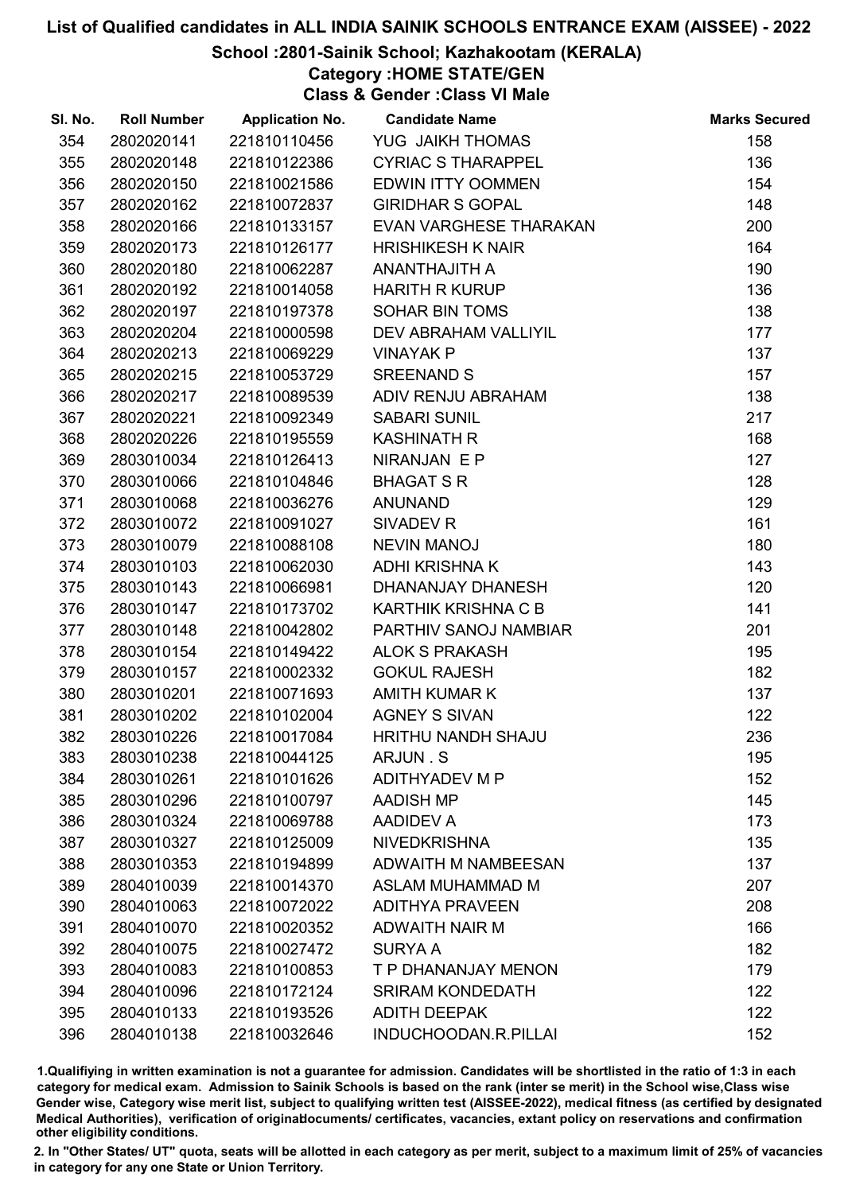# List of Qualified candidates in ALL INDIA SAINIK SCHOOLS ENTRANCE EXAM (AISSEE) - 2022

## School :2801-Sainik School; Kazhakootam (KERALA)

### Category :HOME STATE/GEN

### Class & Gender :Class VI Male

| Sl. No. | Roll Number | Application No. | Candidate Name | Marks Secured |
|---|---|---|---|---|
| 354 | 2802020141 | 221810110456 | YUG JAIKH THOMAS | 158 |
| 355 | 2802020148 | 221810122386 | CYRIAC S THARAPPEL | 136 |
| 356 | 2802020150 | 221810021586 | EDWIN ITTY OOMMEN | 154 |
| 357 | 2802020162 | 221810072837 | GIRIDHAR S GOPAL | 148 |
| 358 | 2802020166 | 221810133157 | EVAN VARGHESE THARAKAN | 200 |
| 359 | 2802020173 | 221810126177 | HRISHIKESH K NAIR | 164 |
| 360 | 2802020180 | 221810062287 | ANANTHAJITH A | 190 |
| 361 | 2802020192 | 221810014058 | HARITH R KURUP | 136 |
| 362 | 2802020197 | 221810197378 | SOHAR BIN TOMS | 138 |
| 363 | 2802020204 | 221810000598 | DEV ABRAHAM VALLIYIL | 177 |
| 364 | 2802020213 | 221810069229 | VINAYAK P | 137 |
| 365 | 2802020215 | 221810053729 | SREENAND S | 157 |
| 366 | 2802020217 | 221810089539 | ADIV RENJU ABRAHAM | 138 |
| 367 | 2802020221 | 221810092349 | SABARI SUNIL | 217 |
| 368 | 2802020226 | 221810195559 | KASHINATH R | 168 |
| 369 | 2803010034 | 221810126413 | NIRANJAN E P | 127 |
| 370 | 2803010066 | 221810104846 | BHAGAT S R | 128 |
| 371 | 2803010068 | 221810036276 | ANUNAND | 129 |
| 372 | 2803010072 | 221810091027 | SIVADEV R | 161 |
| 373 | 2803010079 | 221810088108 | NEVIN MANOJ | 180 |
| 374 | 2803010103 | 221810062030 | ADHI KRISHNA K | 143 |
| 375 | 2803010143 | 221810066981 | DHANANJAY DHANESH | 120 |
| 376 | 2803010147 | 221810173702 | KARTHIK KRISHNA C B | 141 |
| 377 | 2803010148 | 221810042802 | PARTHIV SANOJ NAMBIAR | 201 |
| 378 | 2803010154 | 221810149422 | ALOK S PRAKASH | 195 |
| 379 | 2803010157 | 221810002332 | GOKUL RAJESH | 182 |
| 380 | 2803010201 | 221810071693 | AMITH KUMAR K | 137 |
| 381 | 2803010202 | 221810102004 | AGNEY S SIVAN | 122 |
| 382 | 2803010226 | 221810017084 | HRITHU NANDH SHAJU | 236 |
| 383 | 2803010238 | 221810044125 | ARJUN . S | 195 |
| 384 | 2803010261 | 221810101626 | ADITHYADEV M P | 152 |
| 385 | 2803010296 | 221810100797 | AADISH MP | 145 |
| 386 | 2803010324 | 221810069788 | AADIDEV A | 173 |
| 387 | 2803010327 | 221810125009 | NIVEDKRISHNA | 135 |
| 388 | 2803010353 | 221810194899 | ADWAITH M NAMBEESAN | 137 |
| 389 | 2804010039 | 221810014370 | ASLAM MUHAMMAD M | 207 |
| 390 | 2804010063 | 221810072022 | ADITHYA PRAVEEN | 208 |
| 391 | 2804010070 | 221810020352 | ADWAITH NAIR M | 166 |
| 392 | 2804010075 | 221810027472 | SURYA A | 182 |
| 393 | 2804010083 | 221810100853 | T P DHANANJAY MENON | 179 |
| 394 | 2804010096 | 221810172124 | SRIRAM KONDEDATH | 122 |
| 395 | 2804010133 | 221810193526 | ADITH DEEPAK | 122 |
| 396 | 2804010138 | 221810032646 | INDUCHOODAN.R.PILLAI | 152 |

1.Qualifiying in written examination is not a guarantee for admission. Candidates will be shortlisted in the ratio of 1:3 in each category for medical exam. Admission to Sainik Schools is based on the rank (inter se merit) in the School wise,Class wise Gender wise, Category wise merit list, subject to qualifying written test (AISSEE-2022), medical fitness (as certified by designated Medical Authorities), verification of originaldocuments/ certificates, vacancies, extant policy on reservations and confirmation other eligibility conditions.

2. In "Other States/ UT" quota, seats will be allotted in each category as per merit, subject to a maximum limit of 25% of vacancies in category for any one State or Union Territory.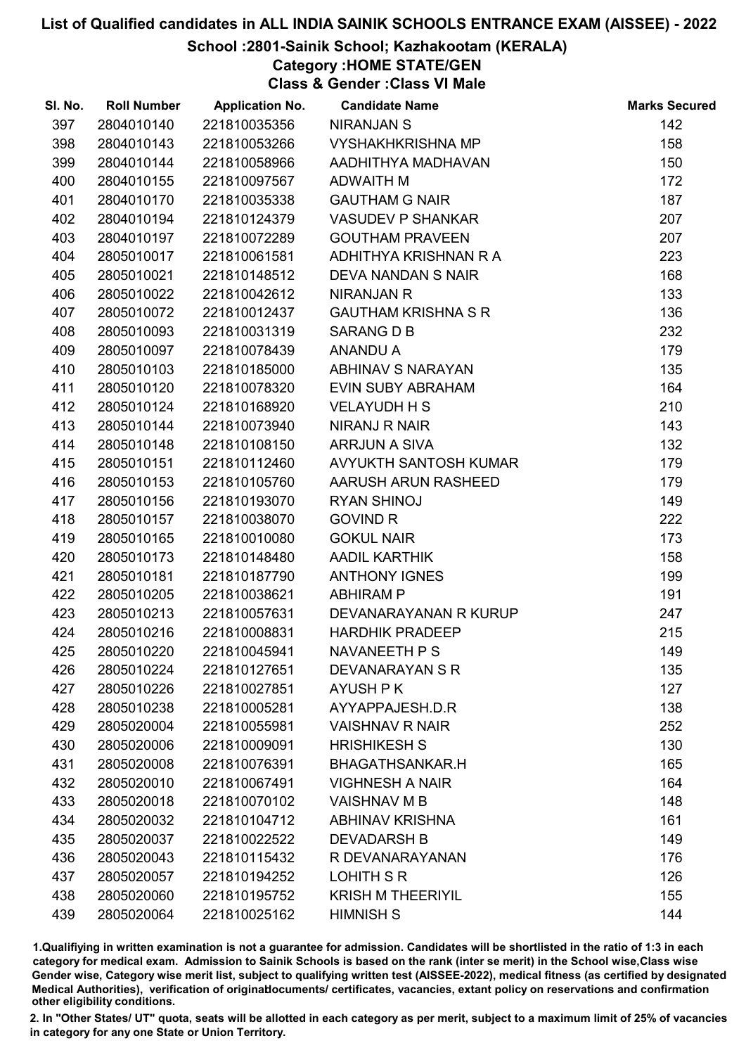# List of Qualified candidates in ALL INDIA SAINIK SCHOOLS ENTRANCE EXAM (AISSEE) - 2022

## School :2801-Sainik School; Kazhakootam (KERALA)

### Category :HOME STATE/GEN

### Class & Gender :Class VI Male

| Sl. No. | Roll Number | Application No. | Candidate Name | Marks Secured |
|---|---|---|---|---|
| 397 | 2804010140 | 221810035356 | NIRANJAN S | 142 |
| 398 | 2804010143 | 221810053266 | VYSHAKHKRISHNA MP | 158 |
| 399 | 2804010144 | 221810058966 | AADHITHYA MADHAVAN | 150 |
| 400 | 2804010155 | 221810097567 | ADWAITH M | 172 |
| 401 | 2804010170 | 221810035338 | GAUTHAM G NAIR | 187 |
| 402 | 2804010194 | 221810124379 | VASUDEV P SHANKAR | 207 |
| 403 | 2804010197 | 221810072289 | GOUTHAM PRAVEEN | 207 |
| 404 | 2805010017 | 221810061581 | ADHITHYA KRISHNAN R A | 223 |
| 405 | 2805010021 | 221810148512 | DEVA NANDAN S NAIR | 168 |
| 406 | 2805010022 | 221810042612 | NIRANJAN R | 133 |
| 407 | 2805010072 | 221810012437 | GAUTHAM KRISHNA S R | 136 |
| 408 | 2805010093 | 221810031319 | SARANG D B | 232 |
| 409 | 2805010097 | 221810078439 | ANANDU A | 179 |
| 410 | 2805010103 | 221810185000 | ABHINAV S NARAYAN | 135 |
| 411 | 2805010120 | 221810078320 | EVIN SUBY ABRAHAM | 164 |
| 412 | 2805010124 | 221810168920 | VELAYUDH H S | 210 |
| 413 | 2805010144 | 221810073940 | NIRANJ R NAIR | 143 |
| 414 | 2805010148 | 221810108150 | ARRJUN A SIVA | 132 |
| 415 | 2805010151 | 221810112460 | AVYUKTH SANTOSH KUMAR | 179 |
| 416 | 2805010153 | 221810105760 | AARUSH ARUN RASHEED | 179 |
| 417 | 2805010156 | 221810193070 | RYAN SHINOJ | 149 |
| 418 | 2805010157 | 221810038070 | GOVIND R | 222 |
| 419 | 2805010165 | 221810010080 | GOKUL NAIR | 173 |
| 420 | 2805010173 | 221810148480 | AADIL KARTHIK | 158 |
| 421 | 2805010181 | 221810187790 | ANTHONY IGNES | 199 |
| 422 | 2805010205 | 221810038621 | ABHIRAM P | 191 |
| 423 | 2805010213 | 221810057631 | DEVANARAYANAN R KURUP | 247 |
| 424 | 2805010216 | 221810008831 | HARDHIK PRADEEP | 215 |
| 425 | 2805010220 | 221810045941 | NAVANEETH P S | 149 |
| 426 | 2805010224 | 221810127651 | DEVANARAYAN S R | 135 |
| 427 | 2805010226 | 221810027851 | AYUSH P K | 127 |
| 428 | 2805010238 | 221810005281 | AYYAPPAJESH.D.R | 138 |
| 429 | 2805020004 | 221810055981 | VAISHNAV R NAIR | 252 |
| 430 | 2805020006 | 221810009091 | HRISHIKESH S | 130 |
| 431 | 2805020008 | 221810076391 | BHAGATHSANKAR.H | 165 |
| 432 | 2805020010 | 221810067491 | VIGHNESH A NAIR | 164 |
| 433 | 2805020018 | 221810070102 | VAISHNAV M B | 148 |
| 434 | 2805020032 | 221810104712 | ABHINAV KRISHNA | 161 |
| 435 | 2805020037 | 221810022522 | DEVADARSH B | 149 |
| 436 | 2805020043 | 221810115432 | R DEVANARAYANAN | 176 |
| 437 | 2805020057 | 221810194252 | LOHITH S R | 126 |
| 438 | 2805020060 | 221810195752 | KRISH M THEERIYIL | 155 |
| 439 | 2805020064 | 221810025162 | HIMNISH S | 144 |

1.Qualifying in written examination is not a guarantee for admission. Candidates will be shortlisted in the ratio of 1:3 in each category for medical exam. Admission to Sainik Schools is based on the rank (inter se merit) in the School wise,Class wise Gender wise, Category wise merit list, subject to qualifying written test (AISSEE-2022), medical fitness (as certified by designated Medical Authorities), verification of originaldocuments/ certificates, vacancies, extant policy on reservations and confirmation other eligibility conditions.

2. In "Other States/ UT" quota, seats will be allotted in each category as per merit, subject to a maximum limit of 25% of vacancies in category for any one State or Union Territory.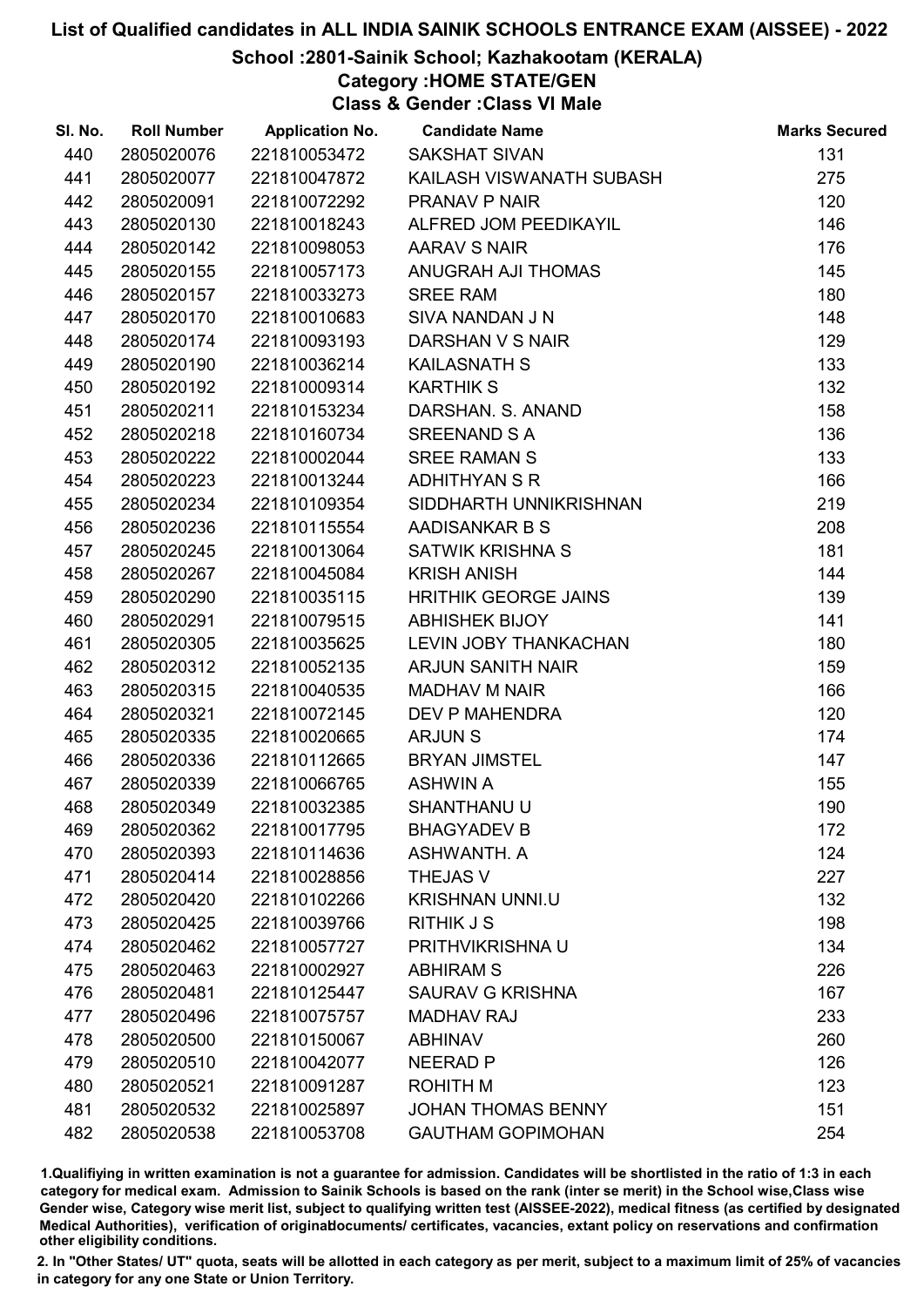# List of Qualified candidates in ALL INDIA SAINIK SCHOOLS ENTRANCE EXAM (AISSEE) - 2022

## School :2801-Sainik School; Kazhakootam (KERALA)

### Category :HOME STATE/GEN

### Class & Gender :Class VI Male

| Sl. No. | Roll Number | Application No. | Candidate Name | Marks Secured |
|---|---|---|---|---|
| 440 | 2805020076 | 221810053472 | SAKSHAT SIVAN | 131 |
| 441 | 2805020077 | 221810047872 | KAILASH VISWANATH SUBASH | 275 |
| 442 | 2805020091 | 221810072292 | PRANAV P NAIR | 120 |
| 443 | 2805020130 | 221810018243 | ALFRED JOM PEEDIKAYIL | 146 |
| 444 | 2805020142 | 221810098053 | AARAV S NAIR | 176 |
| 445 | 2805020155 | 221810057173 | ANUGRAH AJI THOMAS | 145 |
| 446 | 2805020157 | 221810033273 | SREE RAM | 180 |
| 447 | 2805020170 | 221810010683 | SIVA NANDAN J N | 148 |
| 448 | 2805020174 | 221810093193 | DARSHAN V S NAIR | 129 |
| 449 | 2805020190 | 221810036214 | KAILASNATH S | 133 |
| 450 | 2805020192 | 221810009314 | KARTHIK S | 132 |
| 451 | 2805020211 | 221810153234 | DARSHAN. S. ANAND | 158 |
| 452 | 2805020218 | 221810160734 | SREENAND S A | 136 |
| 453 | 2805020222 | 221810002044 | SREE RAMAN S | 133 |
| 454 | 2805020223 | 221810013244 | ADHITHYAN S R | 166 |
| 455 | 2805020234 | 221810109354 | SIDDHARTH UNNIKRISHNAN | 219 |
| 456 | 2805020236 | 221810115554 | AADISANKAR B S | 208 |
| 457 | 2805020245 | 221810013064 | SATWIK KRISHNA S | 181 |
| 458 | 2805020267 | 221810045084 | KRISH ANISH | 144 |
| 459 | 2805020290 | 221810035115 | HRITHIK GEORGE JAINS | 139 |
| 460 | 2805020291 | 221810079515 | ABHISHEK BIJOY | 141 |
| 461 | 2805020305 | 221810035625 | LEVIN JOBY THANKACHAN | 180 |
| 462 | 2805020312 | 221810052135 | ARJUN SANITH NAIR | 159 |
| 463 | 2805020315 | 221810040535 | MADHAV M NAIR | 166 |
| 464 | 2805020321 | 221810072145 | DEV P MAHENDRA | 120 |
| 465 | 2805020335 | 221810020665 | ARJUN S | 174 |
| 466 | 2805020336 | 221810112665 | BRYAN JIMSTEL | 147 |
| 467 | 2805020339 | 221810066765 | ASHWIN A | 155 |
| 468 | 2805020349 | 221810032385 | SHANTHANU U | 190 |
| 469 | 2805020362 | 221810017795 | BHAGYADEV B | 172 |
| 470 | 2805020393 | 221810114636 | ASHWANTH. A | 124 |
| 471 | 2805020414 | 221810028856 | THEJAS V | 227 |
| 472 | 2805020420 | 221810102266 | KRISHNAN UNNI.U | 132 |
| 473 | 2805020425 | 221810039766 | RITHIK J S | 198 |
| 474 | 2805020462 | 221810057727 | PRITHVIKRISHNA U | 134 |
| 475 | 2805020463 | 221810002927 | ABHIRAM S | 226 |
| 476 | 2805020481 | 221810125447 | SAURAV G KRISHNA | 167 |
| 477 | 2805020496 | 221810075757 | MADHAV RAJ | 233 |
| 478 | 2805020500 | 221810150067 | ABHINAV | 260 |
| 479 | 2805020510 | 221810042077 | NEERAD P | 126 |
| 480 | 2805020521 | 221810091287 | ROHITH M | 123 |
| 481 | 2805020532 | 221810025897 | JOHAN THOMAS BENNY | 151 |
| 482 | 2805020538 | 221810053708 | GAUTHAM GOPIMOHAN | 254 |

1.Qualifying in written examination is not a guarantee for admission. Candidates will be shortlisted in the ratio of 1:3 in each category for medical exam. Admission to Sainik Schools is based on the rank (inter se merit) in the School wise,Class wise Gender wise, Category wise merit list, subject to qualifying written test (AISSEE-2022), medical fitness (as certified by designated Medical Authorities), verification of originaldocuments/ certificates, vacancies, extant policy on reservations and confirmation other eligibility conditions.

2. In "Other States/ UT" quota, seats will be allotted in each category as per merit, subject to a maximum limit of 25% of vacancies in category for any one State or Union Territory.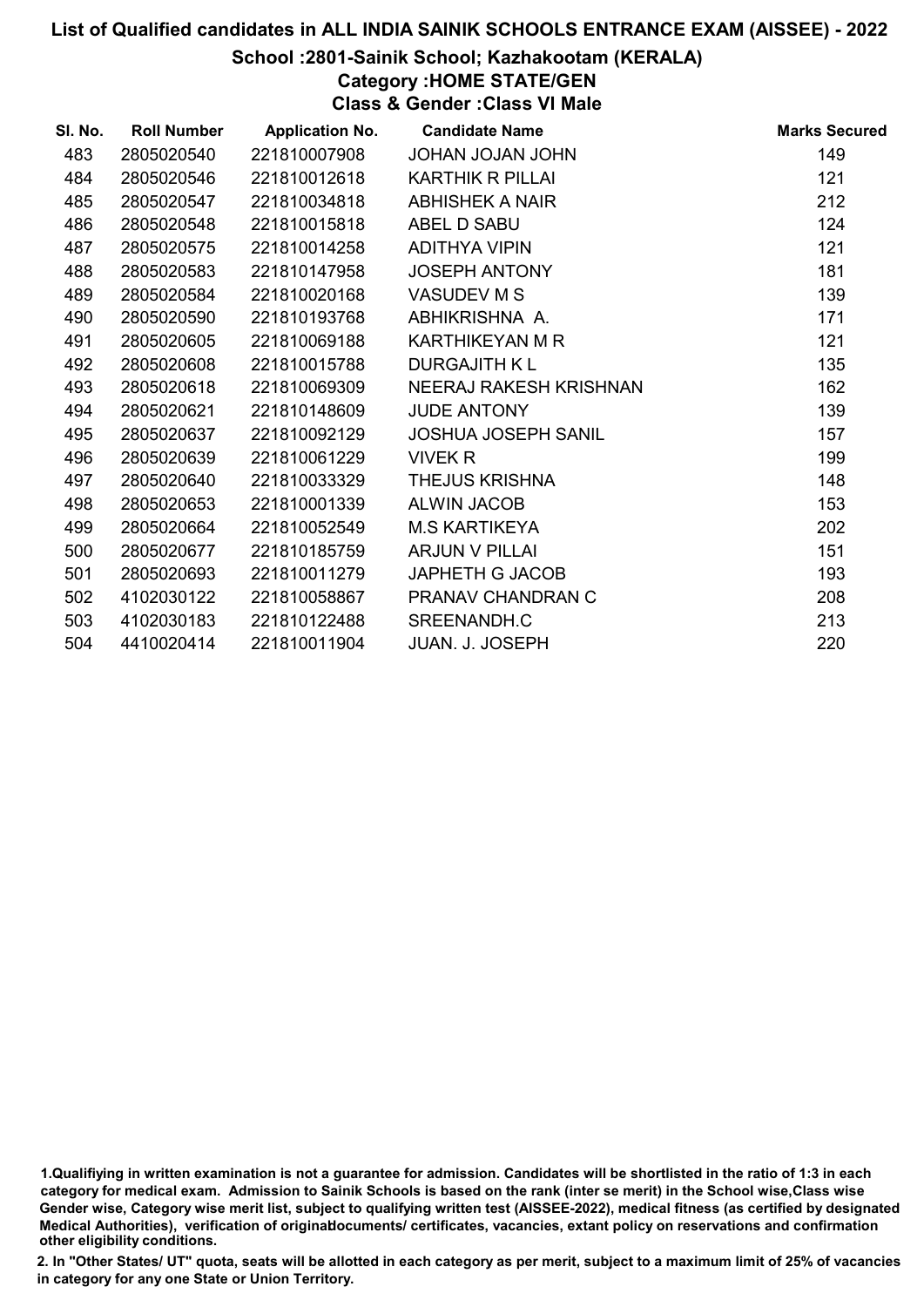# List of Qualified candidates in ALL INDIA SAINIK SCHOOLS ENTRANCE EXAM (AISSEE) - 2022

## School :2801-Sainik School; Kazhakootam (KERALA)

### Category :HOME STATE/GEN

### Class & Gender :Class VI Male

| Sl. No. | Roll Number | Application No. | Candidate Name | Marks Secured |
|---|---|---|---|---|
| 483 | 2805020540 | 221810007908 | JOHAN JOJAN JOHN | 149 |
| 484 | 2805020546 | 221810012618 | KARTHIK R PILLAI | 121 |
| 485 | 2805020547 | 221810034818 | ABHISHEK A NAIR | 212 |
| 486 | 2805020548 | 221810015818 | ABEL D SABU | 124 |
| 487 | 2805020575 | 221810014258 | ADITHYA VIPIN | 121 |
| 488 | 2805020583 | 221810147958 | JOSEPH ANTONY | 181 |
| 489 | 2805020584 | 221810020168 | VASUDEV M S | 139 |
| 490 | 2805020590 | 221810193768 | ABHIKRISHNA A. | 171 |
| 491 | 2805020605 | 221810069188 | KARTHIKEYAN M R | 121 |
| 492 | 2805020608 | 221810015788 | DURGAJITH K L | 135 |
| 493 | 2805020618 | 221810069309 | NEERAJ RAKESH KRISHNAN | 162 |
| 494 | 2805020621 | 221810148609 | JUDE ANTONY | 139 |
| 495 | 2805020637 | 221810092129 | JOSHUA JOSEPH SANIL | 157 |
| 496 | 2805020639 | 221810061229 | VIVEK R | 199 |
| 497 | 2805020640 | 221810033329 | THEJUS KRISHNA | 148 |
| 498 | 2805020653 | 221810001339 | ALWIN JACOB | 153 |
| 499 | 2805020664 | 221810052549 | M.S KARTIKEYA | 202 |
| 500 | 2805020677 | 221810185759 | ARJUN V PILLAI | 151 |
| 501 | 2805020693 | 221810011279 | JAPHETH G JACOB | 193 |
| 502 | 4102030122 | 221810058867 | PRANAV CHANDRAN C | 208 |
| 503 | 4102030183 | 221810122488 | SREENANDH.C | 213 |
| 504 | 4410020414 | 221810011904 | JUAN. J. JOSEPH | 220 |

1.Qualifiying in written examination is not a guarantee for admission. Candidates will be shortlisted in the ratio of 1:3 in each category for medical exam. Admission to Sainik Schools is based on the rank (inter se merit) in the School wise,Class wise Gender wise, Category wise merit list, subject to qualifying written test (AISSEE-2022), medical fitness (as certified by designated Medical Authorities), verification of originaldocuments/ certificates, vacancies, extant policy on reservations and confirmation other eligibility conditions.

2. In "Other States/ UT" quota, seats will be allotted in each category as per merit, subject to a maximum limit of 25% of vacancies in category for any one State or Union Territory.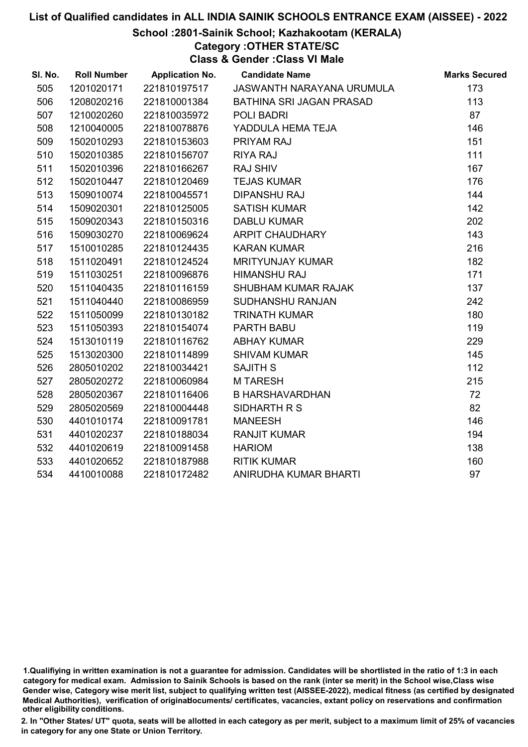# List of Qualified candidates in ALL INDIA SAINIK SCHOOLS ENTRANCE EXAM (AISSEE) - 2022

## School :2801-Sainik School; Kazhakootam (KERALA)

### Category :OTHER STATE/SC

### Class & Gender :Class VI Male

| Sl. No. | Roll Number | Application No. | Candidate Name | Marks Secured |
|---|---|---|---|---|
| 505 | 1201020171 | 221810197517 | JASWANTH NARAYANA URUMULA | 173 |
| 506 | 1208020216 | 221810001384 | BATHINA SRI JAGAN PRASAD | 113 |
| 507 | 1210020260 | 221810035972 | POLI BADRI | 87 |
| 508 | 1210040005 | 221810078876 | YADDULA HEMA TEJA | 146 |
| 509 | 1502010293 | 221810153603 | PRIYAM RAJ | 151 |
| 510 | 1502010385 | 221810156707 | RIYA RAJ | 111 |
| 511 | 1502010396 | 221810166267 | RAJ SHIV | 167 |
| 512 | 1502010447 | 221810120469 | TEJAS KUMAR | 176 |
| 513 | 1509010074 | 221810045571 | DIPANSHU RAJ | 144 |
| 514 | 1509020301 | 221810125005 | SATISH KUMAR | 142 |
| 515 | 1509020343 | 221810150316 | DABLU KUMAR | 202 |
| 516 | 1509030270 | 221810069624 | ARPIT CHAUDHARY | 143 |
| 517 | 1510010285 | 221810124435 | KARAN KUMAR | 216 |
| 518 | 1511020491 | 221810124524 | MRITYUNJAY KUMAR | 182 |
| 519 | 1511030251 | 221810096876 | HIMANSHU RAJ | 171 |
| 520 | 1511040435 | 221810116159 | SHUBHAM KUMAR RAJAK | 137 |
| 521 | 1511040440 | 221810086959 | SUDHANSHU RANJAN | 242 |
| 522 | 1511050099 | 221810130182 | TRINATH KUMAR | 180 |
| 523 | 1511050393 | 221810154074 | PARTH BABU | 119 |
| 524 | 1513010119 | 221810116762 | ABHAY KUMAR | 229 |
| 525 | 1513020300 | 221810114899 | SHIVAM KUMAR | 145 |
| 526 | 2805010202 | 221810034421 | SAJITH S | 112 |
| 527 | 2805020272 | 221810060984 | M TARESH | 215 |
| 528 | 2805020367 | 221810116406 | B HARSHAVARDHAN | 72 |
| 529 | 2805020569 | 221810004448 | SIDHARTH R S | 82 |
| 530 | 4401010174 | 221810091781 | MANEESH | 146 |
| 531 | 4401020237 | 221810188034 | RANJIT KUMAR | 194 |
| 532 | 4401020619 | 221810091458 | HARIOM | 138 |
| 533 | 4401020652 | 221810187988 | RITIK KUMAR | 160 |
| 534 | 4410010088 | 221810172482 | ANIRUDHA KUMAR BHARTI | 97 |

1.Qualifiying in written examination is not a guarantee for admission. Candidates will be shortlisted in the ratio of 1:3 in each category for medical exam. Admission to Sainik Schools is based on the rank (inter se merit) in the School wise,Class wise Gender wise, Category wise merit list, subject to qualifying written test (AISSEE-2022), medical fitness (as certified by designated Medical Authorities), verification of originaldocuments/ certificates, vacancies, extant policy on reservations and confirmation other eligibility conditions.

2. In "Other States/ UT" quota, seats will be allotted in each category as per merit, subject to a maximum limit of 25% of vacancies in category for any one State or Union Territory.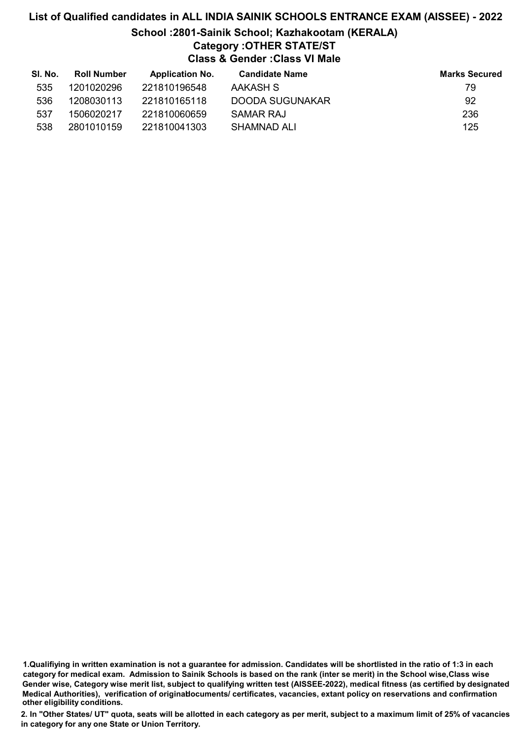# List of Qualified candidates in ALL INDIA SAINIK SCHOOLS ENTRANCE EXAM (AISSEE) - 2022

## School :2801-Sainik School; Kazhakootam (KERALA)

### Category :OTHER STATE/ST

### Class & Gender :Class VI Male

| Sl. No. | Roll Number | Application No. | Candidate Name | Marks Secured |
|---|---|---|---|---|
| 535 | 1201020296 | 221810196548 | AAKASH S | 79 |
| 536 | 1208030113 | 221810165118 | DOODA SUGUNAKAR | 92 |
| 537 | 1506020217 | 221810060659 | SAMAR RAJ | 236 |
| 538 | 2801010159 | 221810041303 | SHAMNAD ALI | 125 |

**1.Qualifiying in written examination is not a guarantee for admission. Candidates will be shortlisted in the ratio of 1:3 in each category for medical exam. Admission to Sainik Schools is based on the rank (inter se merit) in the School wise,Class wise Gender wise, Category wise merit list, subject to qualifying written test (AISSEE-2022), medical fitness (as certified by designated Medical Authorities), verification of originaldocuments/ certificates, vacancies, extant policy on reservations and confirmation other eligibility conditions.**

**2. In "Other States/ UT" quota, seats will be allotted in each category as per merit, subject to a maximum limit of 25% of vacancies in category for any one State or Union Territory.**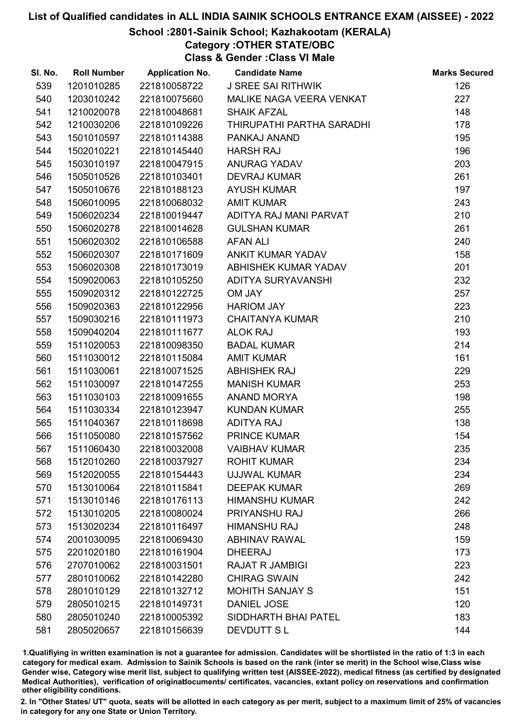# List of Qualified candidates in ALL INDIA SAINIK SCHOOLS ENTRANCE EXAM (AISSEE) - 2022

## School :2801-Sainik School; Kazhakootam (KERALA)

### Category :OTHER STATE/OBC

### Class & Gender :Class VI Male

| Sl. No. | Roll Number | Application No. | Candidate Name | Marks Secured |
|---|---|---|---|---|
| 539 | 1201010285 | 221810058722 | J SREE SAI RITHWIK | 126 |
| 540 | 1203010242 | 221810075660 | MALIKE NAGA VEERA VENKAT | 227 |
| 541 | 1210020078 | 221810048681 | SHAIK AFZAL | 148 |
| 542 | 1210030206 | 221810109226 | THIRUPATHI PARTHA SARADHI | 178 |
| 543 | 1501010597 | 221810114388 | PANKAJ ANAND | 195 |
| 544 | 1502010221 | 221810145440 | HARSH RAJ | 196 |
| 545 | 1503010197 | 221810047915 | ANURAG YADAV | 203 |
| 546 | 1505010526 | 221810103401 | DEVRAJ KUMAR | 261 |
| 547 | 1505010676 | 221810188123 | AYUSH KUMAR | 197 |
| 548 | 1506010095 | 221810068032 | AMIT KUMAR | 243 |
| 549 | 1506020234 | 221810019447 | ADITYA RAJ MANI PARVAT | 210 |
| 550 | 1506020278 | 221810014628 | GULSHAN KUMAR | 261 |
| 551 | 1506020302 | 221810106588 | AFAN ALI | 240 |
| 552 | 1506020307 | 221810171609 | ANKIT KUMAR YADAV | 158 |
| 553 | 1506020308 | 221810173019 | ABHISHEK KUMAR YADAV | 201 |
| 554 | 1509020063 | 221810105250 | ADITYA SURYAVANSHI | 232 |
| 555 | 1509020312 | 221810122725 | OM JAY | 257 |
| 556 | 1509020363 | 221810122956 | HARIOM JAY | 223 |
| 557 | 1509030216 | 221810111973 | CHAITANYA KUMAR | 210 |
| 558 | 1509040204 | 221810111677 | ALOK RAJ | 193 |
| 559 | 1511020053 | 221810098350 | BADAL KUMAR | 214 |
| 560 | 1511030012 | 221810115084 | AMIT KUMAR | 161 |
| 561 | 1511030061 | 221810071525 | ABHISHEK RAJ | 229 |
| 562 | 1511030097 | 221810147255 | MANISH KUMAR | 253 |
| 563 | 1511030103 | 221810091655 | ANAND MORYA | 198 |
| 564 | 1511030334 | 221810123947 | KUNDAN KUMAR | 255 |
| 565 | 1511040367 | 221810118698 | ADITYA RAJ | 138 |
| 566 | 1511050080 | 221810157562 | PRINCE KUMAR | 154 |
| 567 | 1511060430 | 221810032008 | VAIBHAV KUMAR | 235 |
| 568 | 1512010260 | 221810037927 | ROHIT KUMAR | 234 |
| 569 | 1512020055 | 221810154443 | UJJWAL KUMAR | 234 |
| 570 | 1513010064 | 221810115841 | DEEPAK KUMAR | 269 |
| 571 | 1513010146 | 221810176113 | HIMANSHU KUMAR | 242 |
| 572 | 1513010205 | 221810080024 | PRIYANSHU RAJ | 266 |
| 573 | 1513020234 | 221810116497 | HIMANSHU RAJ | 248 |
| 574 | 2001030095 | 221810069430 | ABHINAV RAWAL | 159 |
| 575 | 2201020180 | 221810161904 | DHEERAJ | 173 |
| 576 | 2707010062 | 221810031501 | RAJAT R JAMBIGI | 223 |
| 577 | 2801010062 | 221810142280 | CHIRAG SWAIN | 242 |
| 578 | 2801010129 | 221810132712 | MOHITH SANJAY S | 151 |
| 579 | 2805010215 | 221810149731 | DANIEL JOSE | 120 |
| 580 | 2805010240 | 221810005392 | SIDDHARTH BHAI PATEL | 183 |
| 581 | 2805020657 | 221810156639 | DEVDUTT S L | 144 |

1.Qualifying in written examination is not a guarantee for admission. Candidates will be shortlisted in the ratio of 1:3 in each category for medical exam. Admission to Sainik Schools is based on the rank (inter se merit) in the School wise,Class wise Gender wise, Category wise merit list, subject to qualifying written test (AISSEE-2022), medical fitness (as certified by designated Medical Authorities), verification of originaldocuments/ certificates, vacancies, extant policy on reservations and confirmation other eligibility conditions.

2. In "Other States/ UT" quota, seats will be allotted in each category as per merit, subject to a maximum limit of 25% of vacancies in category for any one State or Union Territory.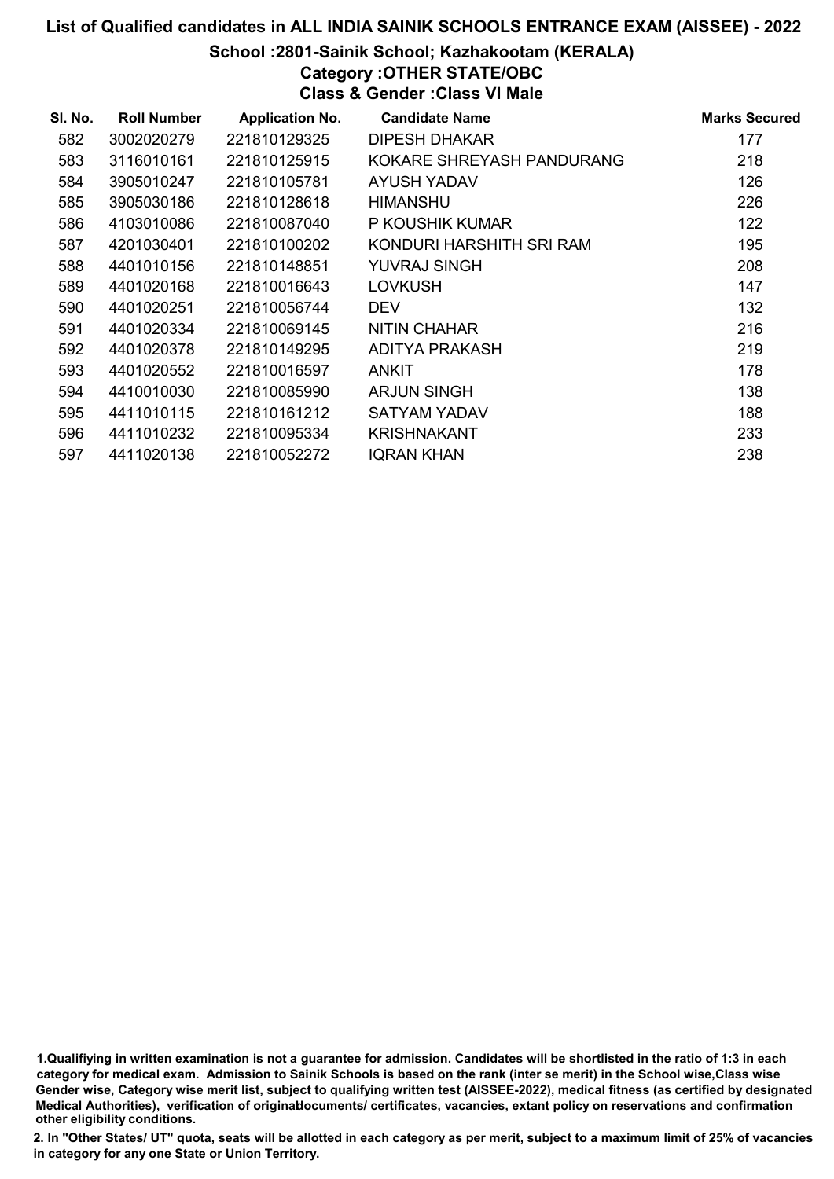# List of Qualified candidates in ALL INDIA SAINIK SCHOOLS ENTRANCE EXAM (AISSEE) - 2022

## School :2801-Sainik School; Kazhakootam (KERALA)

### Category :OTHER STATE/OBC

### Class & Gender :Class VI Male

| Sl. No. | Roll Number | Application No. | Candidate Name | Marks Secured |
|---|---|---|---|---|
| 582 | 3002020279 | 221810129325 | DIPESH DHAKAR | 177 |
| 583 | 3116010161 | 221810125915 | KOKARE SHREYASH PANDURANG | 218 |
| 584 | 3905010247 | 221810105781 | AYUSH YADAV | 126 |
| 585 | 3905030186 | 221810128618 | HIMANSHU | 226 |
| 586 | 4103010086 | 221810087040 | P KOUSHIK KUMAR | 122 |
| 587 | 4201030401 | 221810100202 | KONDURI HARSHITH SRI RAM | 195 |
| 588 | 4401010156 | 221810148851 | YUVRAJ SINGH | 208 |
| 589 | 4401020168 | 221810016643 | LOVKUSH | 147 |
| 590 | 4401020251 | 221810056744 | DEV | 132 |
| 591 | 4401020334 | 221810069145 | NITIN CHAHAR | 216 |
| 592 | 4401020378 | 221810149295 | ADITYA PRAKASH | 219 |
| 593 | 4401020552 | 221810016597 | ANKIT | 178 |
| 594 | 4410010030 | 221810085990 | ARJUN SINGH | 138 |
| 595 | 4411010115 | 221810161212 | SATYAM YADAV | 188 |
| 596 | 4411010232 | 221810095334 | KRISHNAKANT | 233 |
| 597 | 4411020138 | 221810052272 | IQRAN KHAN | 238 |

1.Qualifiying in written examination is not a guarantee for admission. Candidates will be shortlisted in the ratio of 1:3 in each category for medical exam. Admission to Sainik Schools is based on the rank (inter se merit) in the School wise,Class wise Gender wise, Category wise merit list, subject to qualifying written test (AISSEE-2022), medical fitness (as certified by designated Medical Authorities), verification of originaldocuments/ certificates, vacancies, extant policy on reservations and confirmation other eligibility conditions.

2. In "Other States/ UT" quota, seats will be allotted in each category as per merit, subject to a maximum limit of 25% of vacancies in category for any one State or Union Territory.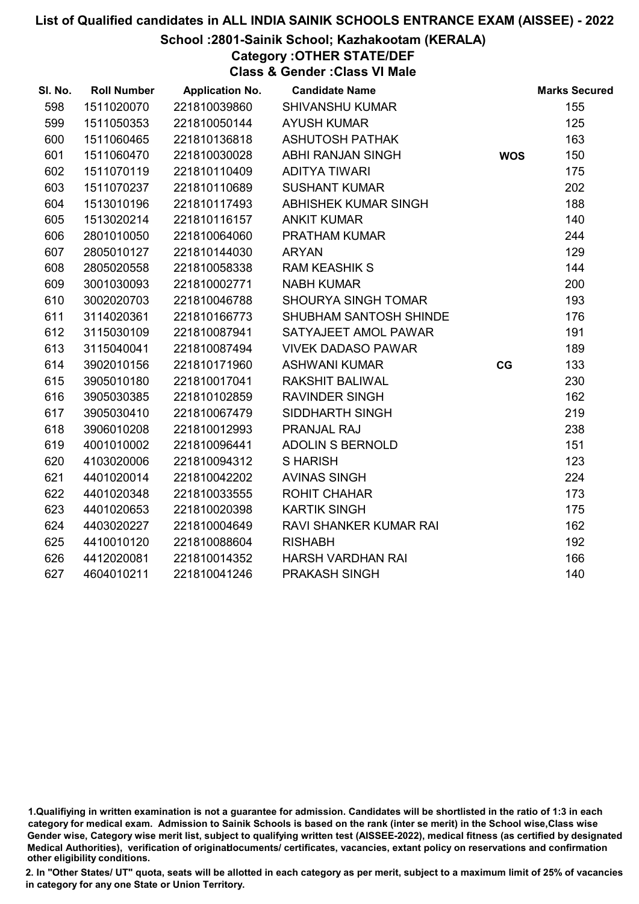# List of Qualified candidates in ALL INDIA SAINIK SCHOOLS ENTRANCE EXAM (AISSEE) - 2022

## School :2801-Sainik School; Kazhakootam (KERALA)

### Category :OTHER STATE/DEF

### Class & Gender :Class VI Male

| Sl. No. | Roll Number | Application No. | Candidate Name | | Marks Secured |
|---|---|---|---|---|---|
| 598 | 1511020070 | 221810039860 | SHIVANSHU KUMAR | | 155 |
| 599 | 1511050353 | 221810050144 | AYUSH KUMAR | | 125 |
| 600 | 1511060465 | 221810136818 | ASHUTOSH PATHAK | | 163 |
| 601 | 1511060470 | 221810030028 | ABHI RANJAN SINGH | WOS | 150 |
| 602 | 1511070119 | 221810110409 | ADITYA TIWARI | | 175 |
| 603 | 1511070237 | 221810110689 | SUSHANT KUMAR | | 202 |
| 604 | 1513010196 | 221810117493 | ABHISHEK KUMAR SINGH | | 188 |
| 605 | 1513020214 | 221810116157 | ANKIT KUMAR | | 140 |
| 606 | 2801010050 | 221810064060 | PRATHAM KUMAR | | 244 |
| 607 | 2805010127 | 221810144030 | ARYAN | | 129 |
| 608 | 2805020558 | 221810058338 | RAM KEASHIK S | | 144 |
| 609 | 3001030093 | 221810002771 | NABH KUMAR | | 200 |
| 610 | 3002020703 | 221810046788 | SHOURYA SINGH TOMAR | | 193 |
| 611 | 3114020361 | 221810166773 | SHUBHAM SANTOSH SHINDE | | 176 |
| 612 | 3115030109 | 221810087941 | SATYAJEET AMOL PAWAR | | 191 |
| 613 | 3115040041 | 221810087494 | VIVEK DADASO PAWAR | | 189 |
| 614 | 3902010156 | 221810171960 | ASHWANI KUMAR | CG | 133 |
| 615 | 3905010180 | 221810017041 | RAKSHIT BALIWAL | | 230 |
| 616 | 3905030385 | 221810102859 | RAVINDER SINGH | | 162 |
| 617 | 3905030410 | 221810067479 | SIDDHARTH SINGH | | 219 |
| 618 | 3906010208 | 221810012993 | PRANJAL RAJ | | 238 |
| 619 | 4001010002 | 221810096441 | ADOLIN S BERNOLD | | 151 |
| 620 | 4103020006 | 221810094312 | S HARISH | | 123 |
| 621 | 4401020014 | 221810042202 | AVINAS SINGH | | 224 |
| 622 | 4401020348 | 221810033555 | ROHIT CHAHAR | | 173 |
| 623 | 4401020653 | 221810020398 | KARTIK SINGH | | 175 |
| 624 | 4403020227 | 221810004649 | RAVI SHANKER KUMAR RAI | | 162 |
| 625 | 4410010120 | 221810088604 | RISHABH | | 192 |
| 626 | 4412020081 | 221810014352 | HARSH VARDHAN RAI | | 166 |
| 627 | 4604010211 | 221810041246 | PRAKASH SINGH | | 140 |

1.Qualifiying in written examination is not a guarantee for admission. Candidates will be shortlisted in the ratio of 1:3 in each category for medical exam. Admission to Sainik Schools is based on the rank (inter se merit) in the School wise,Class wise Gender wise, Category wise merit list, subject to qualifying written test (AISSEE-2022), medical fitness (as certified by designated Medical Authorities), verification of originaldocuments/ certificates, vacancies, extant policy on reservations and confirmation other eligibility conditions.

2. In "Other States/ UT" quota, seats will be allotted in each category as per merit, subject to a maximum limit of 25% of vacancies in category for any one State or Union Territory.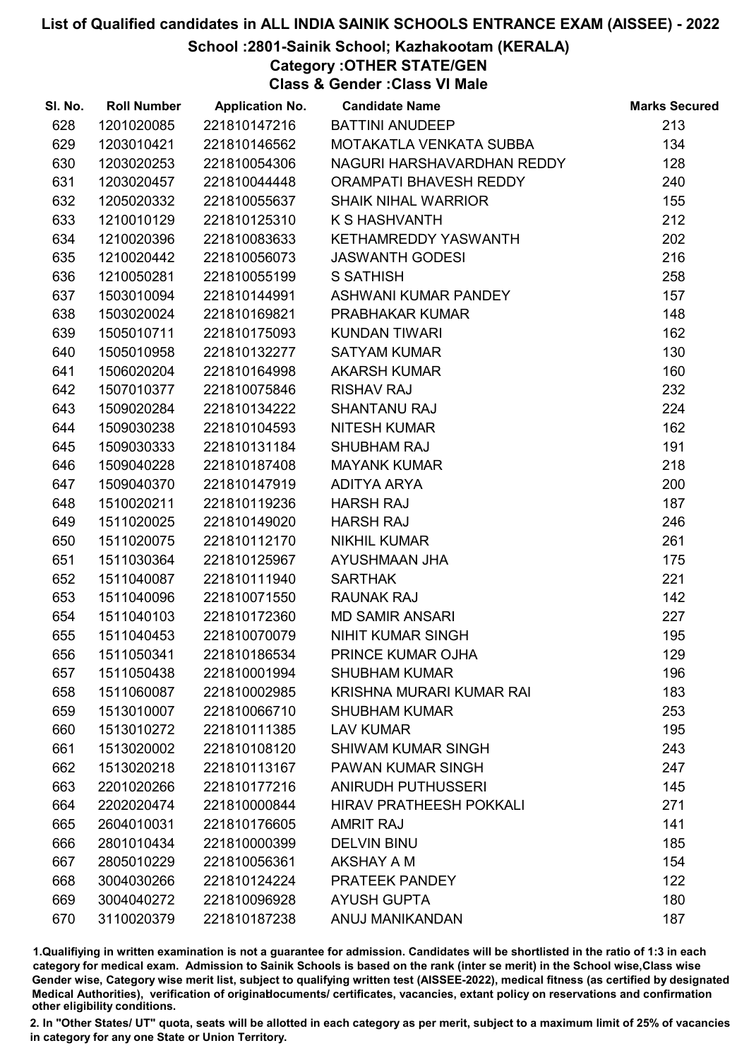# List of Qualified candidates in ALL INDIA SAINIK SCHOOLS ENTRANCE EXAM (AISSEE) - 2022

## School :2801-Sainik School; Kazhakootam (KERALA)

### Category :OTHER STATE/GEN

### Class & Gender :Class VI Male

| Sl. No. | Roll Number | Application No. | Candidate Name | Marks Secured |
|---|---|---|---|---|
| 628 | 1201020085 | 221810147216 | BATTINI ANUDEEP | 213 |
| 629 | 1203010421 | 221810146562 | MOTAKATLA VENKATA SUBBA | 134 |
| 630 | 1203020253 | 221810054306 | NAGURI HARSHAVARDHAN REDDY | 128 |
| 631 | 1203020457 | 221810044448 | ORAMPATI BHAVESH REDDY | 240 |
| 632 | 1205020332 | 221810055637 | SHAIK NIHAL WARRIOR | 155 |
| 633 | 1210010129 | 221810125310 | K S HASHVANTH | 212 |
| 634 | 1210020396 | 221810083633 | KETHAMREDDY YASWANTH | 202 |
| 635 | 1210020442 | 221810056073 | JASWANTH GODESI | 216 |
| 636 | 1210050281 | 221810055199 | S SATHISH | 258 |
| 637 | 1503010094 | 221810144991 | ASHWANI KUMAR PANDEY | 157 |
| 638 | 1503020024 | 221810169821 | PRABHAKAR KUMAR | 148 |
| 639 | 1505010711 | 221810175093 | KUNDAN TIWARI | 162 |
| 640 | 1505010958 | 221810132277 | SATYAM KUMAR | 130 |
| 641 | 1506020204 | 221810164998 | AKARSH KUMAR | 160 |
| 642 | 1507010377 | 221810075846 | RISHAV RAJ | 232 |
| 643 | 1509020284 | 221810134222 | SHANTANU RAJ | 224 |
| 644 | 1509030238 | 221810104593 | NITESH KUMAR | 162 |
| 645 | 1509030333 | 221810131184 | SHUBHAM RAJ | 191 |
| 646 | 1509040228 | 221810187408 | MAYANK KUMAR | 218 |
| 647 | 1509040370 | 221810147919 | ADITYA ARYA | 200 |
| 648 | 1510020211 | 221810119236 | HARSH RAJ | 187 |
| 649 | 1511020025 | 221810149020 | HARSH RAJ | 246 |
| 650 | 1511020075 | 221810112170 | NIKHIL KUMAR | 261 |
| 651 | 1511030364 | 221810125967 | AYUSHMAAN JHA | 175 |
| 652 | 1511040087 | 221810111940 | SARTHAK | 221 |
| 653 | 1511040096 | 221810071550 | RAUNAK RAJ | 142 |
| 654 | 1511040103 | 221810172360 | MD SAMIR ANSARI | 227 |
| 655 | 1511040453 | 221810070079 | NIHIT KUMAR SINGH | 195 |
| 656 | 1511050341 | 221810186534 | PRINCE KUMAR OJHA | 129 |
| 657 | 1511050438 | 221810001994 | SHUBHAM KUMAR | 196 |
| 658 | 1511060087 | 221810002985 | KRISHNA MURARI KUMAR RAI | 183 |
| 659 | 1513010007 | 221810066710 | SHUBHAM KUMAR | 253 |
| 660 | 1513010272 | 221810111385 | LAV KUMAR | 195 |
| 661 | 1513020002 | 221810108120 | SHIWAM KUMAR SINGH | 243 |
| 662 | 1513020218 | 221810113167 | PAWAN KUMAR SINGH | 247 |
| 663 | 2201020266 | 221810177216 | ANIRUDH PUTHUSSERI | 145 |
| 664 | 2202020474 | 221810000844 | HIRAV PRATHEESH POKKALI | 271 |
| 665 | 2604010031 | 221810176605 | AMRIT RAJ | 141 |
| 666 | 2801010434 | 221810000399 | DELVIN BINU | 185 |
| 667 | 2805010229 | 221810056361 | AKSHAY A M | 154 |
| 668 | 3004030266 | 221810124224 | PRATEEK PANDEY | 122 |
| 669 | 3004040272 | 221810096928 | AYUSH GUPTA | 180 |
| 670 | 3110020379 | 221810187238 | ANUJ MANIKANDAN | 187 |

1.Qualifiying in written examination is not a guarantee for admission. Candidates will be shortlisted in the ratio of 1:3 in each category for medical exam. Admission to Sainik Schools is based on the rank (inter se merit) in the School wise,Class wise Gender wise, Category wise merit list, subject to qualifying written test (AISSEE-2022), medical fitness (as certified by designated Medical Authorities), verification of originaldocuments/ certificates, vacancies, extant policy on reservations and confirmation other eligibility conditions.

2. In "Other States/ UT" quota, seats will be allotted in each category as per merit, subject to a maximum limit of 25% of vacancies in category for any one State or Union Territory.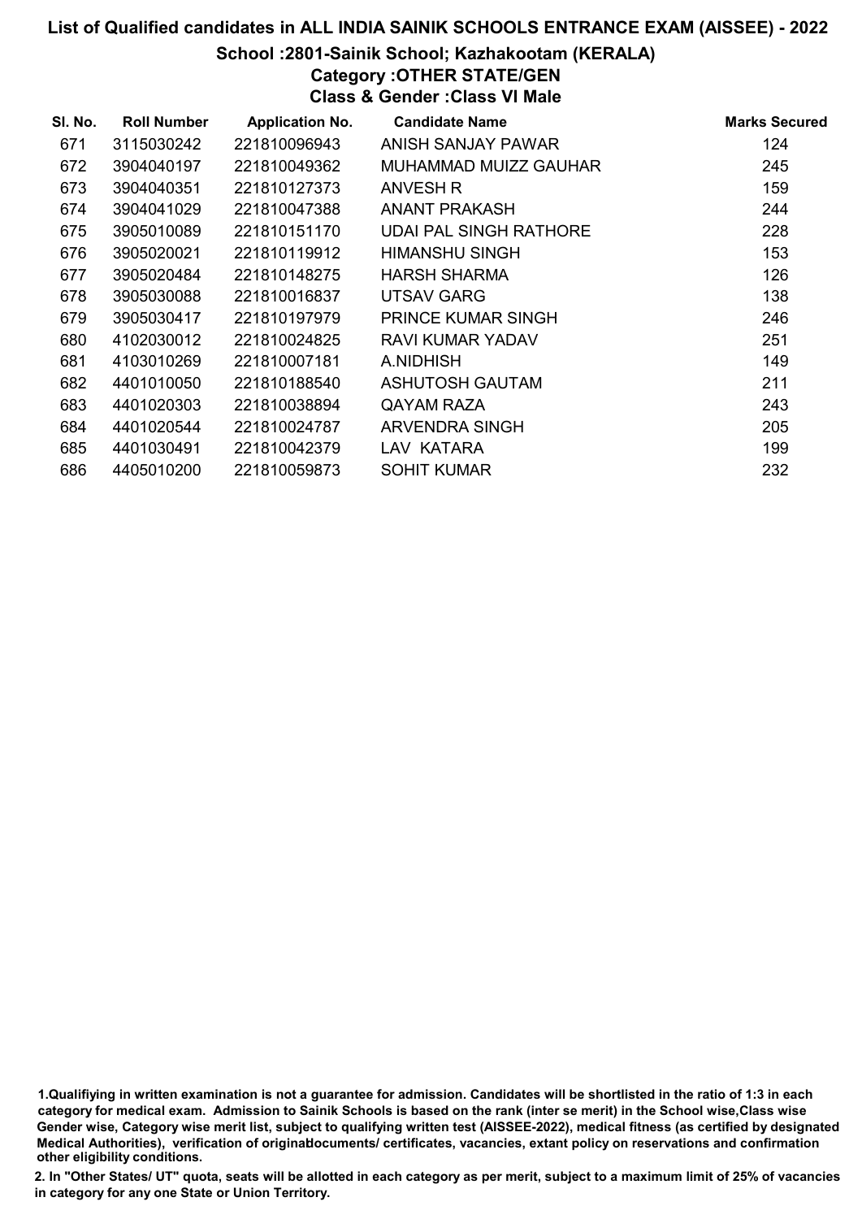# List of Qualified candidates in ALL INDIA SAINIK SCHOOLS ENTRANCE EXAM (AISSEE) - 2022

## School :2801-Sainik School; Kazhakootam (KERALA)

### Category :OTHER STATE/GEN

### Class & Gender :Class VI Male

| Sl. No. | Roll Number | Application No. | Candidate Name | Marks Secured |
|---|---|---|---|---|
| 671 | 3115030242 | 221810096943 | ANISH SANJAY PAWAR | 124 |
| 672 | 3904040197 | 221810049362 | MUHAMMAD MUIZZ GAUHAR | 245 |
| 673 | 3904040351 | 221810127373 | ANVESH R | 159 |
| 674 | 3904041029 | 221810047388 | ANANT PRAKASH | 244 |
| 675 | 3905010089 | 221810151170 | UDAI PAL SINGH RATHORE | 228 |
| 676 | 3905020021 | 221810119912 | HIMANSHU SINGH | 153 |
| 677 | 3905020484 | 221810148275 | HARSH SHARMA | 126 |
| 678 | 3905030088 | 221810016837 | UTSAV GARG | 138 |
| 679 | 3905030417 | 221810197979 | PRINCE KUMAR SINGH | 246 |
| 680 | 4102030012 | 221810024825 | RAVI KUMAR YADAV | 251 |
| 681 | 4103010269 | 221810007181 | A.NIDHISH | 149 |
| 682 | 4401010050 | 221810188540 | ASHUTOSH GAUTAM | 211 |
| 683 | 4401020303 | 221810038894 | QAYAM RAZA | 243 |
| 684 | 4401020544 | 221810024787 | ARVENDRA SINGH | 205 |
| 685 | 4401030491 | 221810042379 | LAV KATARA | 199 |
| 686 | 4405010200 | 221810059873 | SOHIT KUMAR | 232 |

1.Qualifiying in written examination is not a guarantee for admission. Candidates will be shortlisted in the ratio of 1:3 in each category for medical exam. Admission to Sainik Schools is based on the rank (inter se merit) in the School wise,Class wise Gender wise, Category wise merit list, subject to qualifying written test (AISSEE-2022), medical fitness (as certified by designated Medical Authorities), verification of originaldocuments/ certificates, vacancies, extant policy on reservations and confirmation other eligibility conditions.

2. In "Other States/ UT" quota, seats will be allotted in each category as per merit, subject to a maximum limit of 25% of vacancies in category for any one State or Union Territory.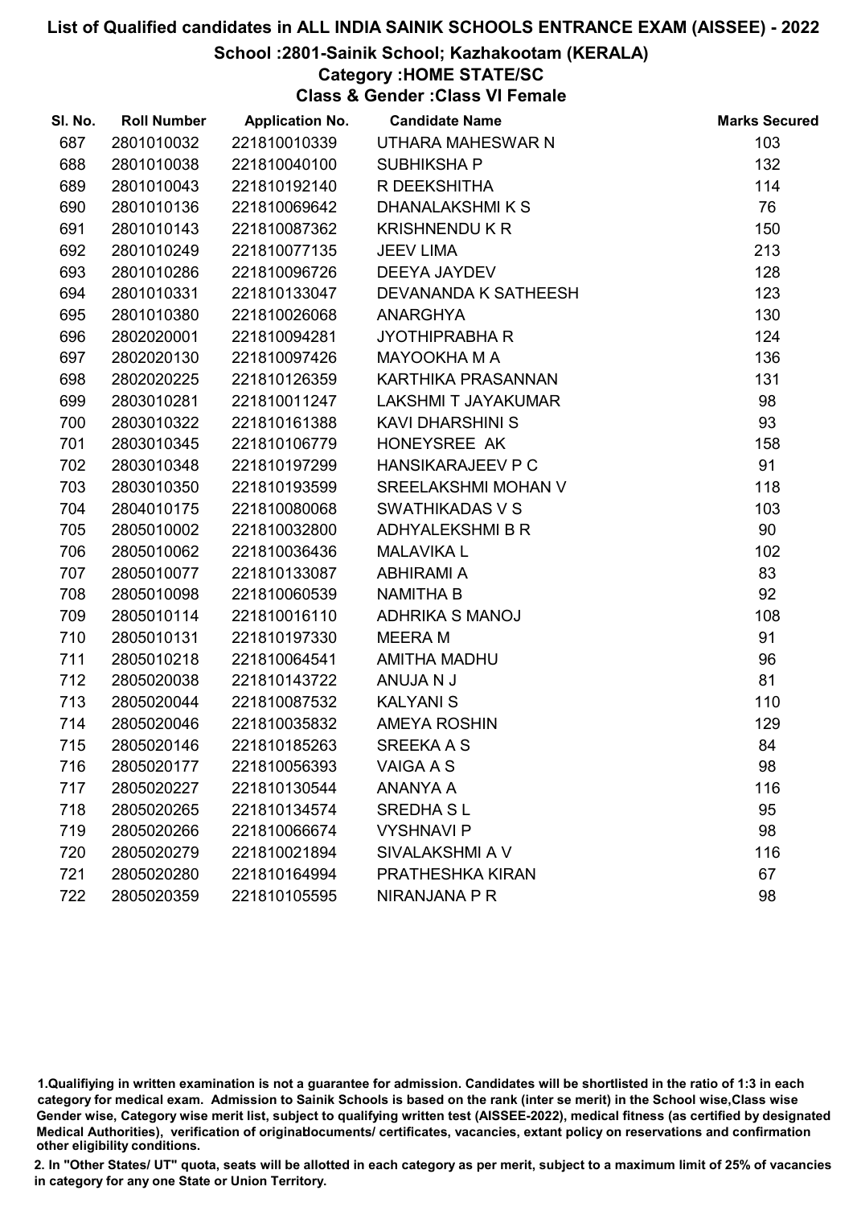# List of Qualified candidates in ALL INDIA SAINIK SCHOOLS ENTRANCE EXAM (AISSEE) - 2022

## School :2801-Sainik School; Kazhakootam (KERALA)

### Category :HOME STATE/SC

### Class & Gender :Class VI Female

| Sl. No. | Roll Number | Application No. | Candidate Name | Marks Secured |
|---|---|---|---|---|
| 687 | 2801010032 | 221810010339 | UTHARA MAHESWAR N | 103 |
| 688 | 2801010038 | 221810040100 | SUBHIKSHA P | 132 |
| 689 | 2801010043 | 221810192140 | R DEEKSHITHA | 114 |
| 690 | 2801010136 | 221810069642 | DHANALAKSHMI K S | 76 |
| 691 | 2801010143 | 221810087362 | KRISHNENDU K R | 150 |
| 692 | 2801010249 | 221810077135 | JEEV LIMA | 213 |
| 693 | 2801010286 | 221810096726 | DEEYA JAYDEV | 128 |
| 694 | 2801010331 | 221810133047 | DEVANANDA K SATHEESH | 123 |
| 695 | 2801010380 | 221810026068 | ANARGHYA | 130 |
| 696 | 2802020001 | 221810094281 | JYOTHIPRABHA R | 124 |
| 697 | 2802020130 | 221810097426 | MAYOOKHA M A | 136 |
| 698 | 2802020225 | 221810126359 | KARTHIKA PRASANNAN | 131 |
| 699 | 2803010281 | 221810011247 | LAKSHMI T JAYAKUMAR | 98 |
| 700 | 2803010322 | 221810161388 | KAVI DHARSHINI S | 93 |
| 701 | 2803010345 | 221810106779 | HONEYSREE AK | 158 |
| 702 | 2803010348 | 221810197299 | HANSIKARAJEEV P C | 91 |
| 703 | 2803010350 | 221810193599 | SREELAKSHMI MOHAN V | 118 |
| 704 | 2804010175 | 221810080068 | SWATHIKADAS V S | 103 |
| 705 | 2805010002 | 221810032800 | ADHYALEKSHMI B R | 90 |
| 706 | 2805010062 | 221810036436 | MALAVIKA L | 102 |
| 707 | 2805010077 | 221810133087 | ABHIRAMI A | 83 |
| 708 | 2805010098 | 221810060539 | NAMITHA B | 92 |
| 709 | 2805010114 | 221810016110 | ADHRIKA S MANOJ | 108 |
| 710 | 2805010131 | 221810197330 | MEERA M | 91 |
| 711 | 2805010218 | 221810064541 | AMITHA MADHU | 96 |
| 712 | 2805020038 | 221810143722 | ANUJA N J | 81 |
| 713 | 2805020044 | 221810087532 | KALYANI S | 110 |
| 714 | 2805020046 | 221810035832 | AMEYA ROSHIN | 129 |
| 715 | 2805020146 | 221810185263 | SREEKA A S | 84 |
| 716 | 2805020177 | 221810056393 | VAIGA A S | 98 |
| 717 | 2805020227 | 221810130544 | ANANYA A | 116 |
| 718 | 2805020265 | 221810134574 | SREDHA S L | 95 |
| 719 | 2805020266 | 221810066674 | VYSHNAVI P | 98 |
| 720 | 2805020279 | 221810021894 | SIVALAKSHMI A V | 116 |
| 721 | 2805020280 | 221810164994 | PRATHESHKA KIRAN | 67 |
| 722 | 2805020359 | 221810105595 | NIRANJANA P R | 98 |

1.Qualifiying in written examination is not a guarantee for admission. Candidates will be shortlisted in the ratio of 1:3 in each category for medical exam. Admission to Sainik Schools is based on the rank (inter se merit) in the School wise,Class wise Gender wise, Category wise merit list, subject to qualifying written test (AISSEE-2022), medical fitness (as certified by designated Medical Authorities), verification of originaldocuments/ certificates, vacancies, extant policy on reservations and confirmation other eligibility conditions.

2. In "Other States/ UT" quota, seats will be allotted in each category as per merit, subject to a maximum limit of 25% of vacancies in category for any one State or Union Territory.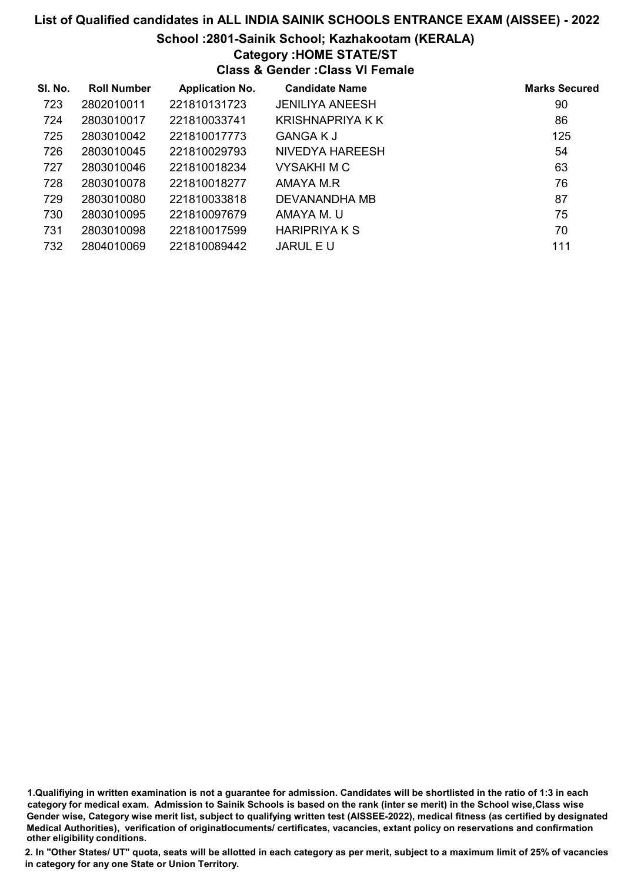## List of Qualified candidates in ALL INDIA SAINIK SCHOOLS ENTRANCE EXAM (AISSEE) - 2022

### School :2801-Sainik School; Kazhakootam (KERALA)

### Category :HOME STATE/ST

### Class & Gender :Class VI Female

| Sl. No. | Roll Number | Application No. | Candidate Name | Marks Secured |
|---|---|---|---|---|
| 723 | 2802010011 | 221810131723 | JENILIYA ANEESH | 90 |
| 724 | 2803010017 | 221810033741 | KRISHNAPRIYA K K | 86 |
| 725 | 2803010042 | 221810017773 | GANGA K J | 125 |
| 726 | 2803010045 | 221810029793 | NIVEDYA HAREESH | 54 |
| 727 | 2803010046 | 221810018234 | VYSAKHI M C | 63 |
| 728 | 2803010078 | 221810018277 | AMAYA M.R | 76 |
| 729 | 2803010080 | 221810033818 | DEVANANDHA MB | 87 |
| 730 | 2803010095 | 221810097679 | AMAYA M. U | 75 |
| 731 | 2803010098 | 221810017599 | HARIPRIYA K S | 70 |
| 732 | 2804010069 | 221810089442 | JARUL E U | 111 |

1.Qualifiying in written examination is not a guarantee for admission. Candidates will be shortlisted in the ratio of 1:3 in each category for medical exam. Admission to Sainik Schools is based on the rank (inter se merit) in the School wise,Class wise Gender wise, Category wise merit list, subject to qualifying written test (AISSEE-2022), medical fitness (as certified by designated Medical Authorities), verification of originaldocuments/ certificates, vacancies, extant policy on reservations and confirmation other eligibility conditions.

2. In "Other States/ UT" quota, seats will be allotted in each category as per merit, subject to a maximum limit of 25% of vacancies in category for any one State or Union Territory.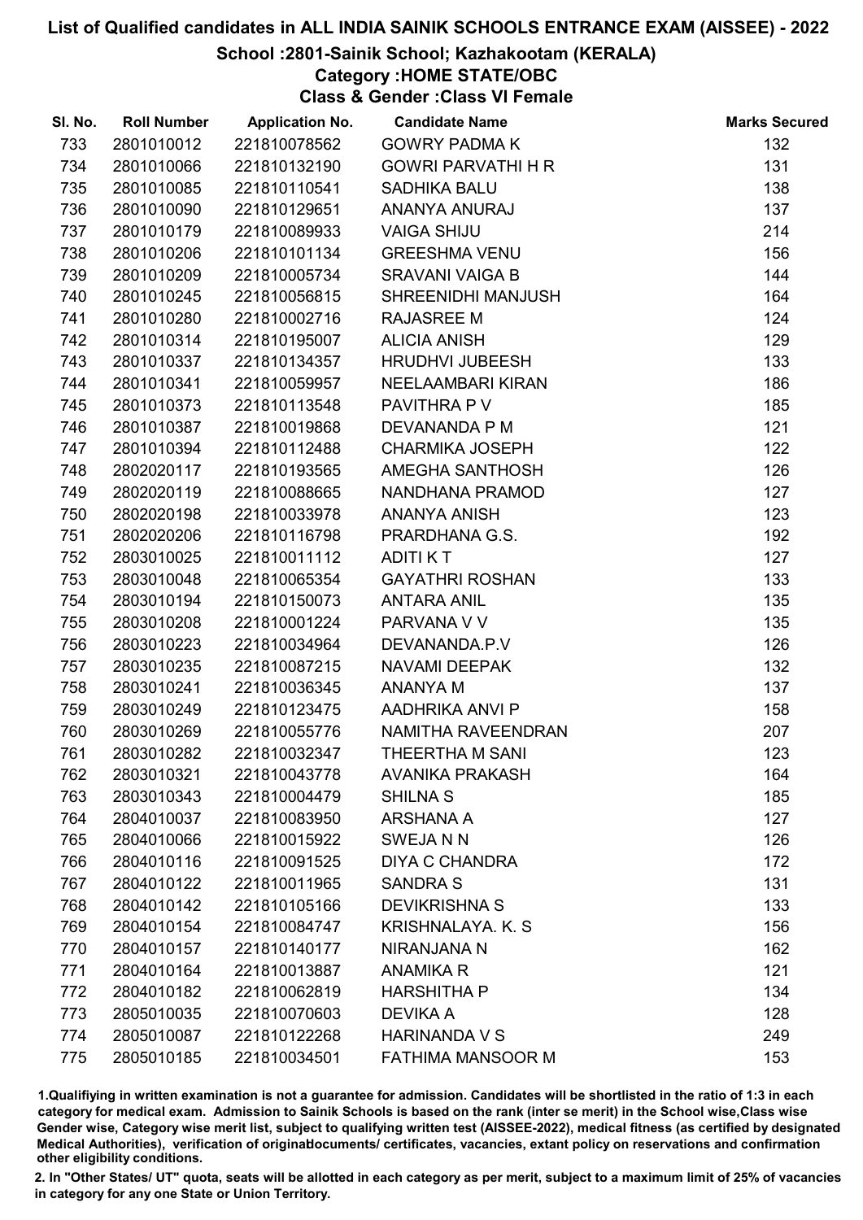# List of Qualified candidates in ALL INDIA SAINIK SCHOOLS ENTRANCE EXAM (AISSEE) - 2022

## School :2801-Sainik School; Kazhakootam (KERALA)

### Category :HOME STATE/OBC

### Class & Gender :Class VI Female

| Sl. No. | Roll Number | Application No. | Candidate Name | Marks Secured |
|---|---|---|---|---|
| 733 | 2801010012 | 221810078562 | GOWRY PADMA K | 132 |
| 734 | 2801010066 | 221810132190 | GOWRI PARVATHI H R | 131 |
| 735 | 2801010085 | 221810110541 | SADHIKA BALU | 138 |
| 736 | 2801010090 | 221810129651 | ANANYA ANURAJ | 137 |
| 737 | 2801010179 | 221810089933 | VAIGA SHIJU | 214 |
| 738 | 2801010206 | 221810101134 | GREESHMA VENU | 156 |
| 739 | 2801010209 | 221810005734 | SRAVANI VAIGA B | 144 |
| 740 | 2801010245 | 221810056815 | SHREENIDHI MANJUSH | 164 |
| 741 | 2801010280 | 221810002716 | RAJASREE M | 124 |
| 742 | 2801010314 | 221810195007 | ALICIA ANISH | 129 |
| 743 | 2801010337 | 221810134357 | HRUDHVI JUBEESH | 133 |
| 744 | 2801010341 | 221810059957 | NEELAAMBARI KIRAN | 186 |
| 745 | 2801010373 | 221810113548 | PAVITHRA P V | 185 |
| 746 | 2801010387 | 221810019868 | DEVANANDA P M | 121 |
| 747 | 2801010394 | 221810112488 | CHARMIKA JOSEPH | 122 |
| 748 | 2802020117 | 221810193565 | AMEGHA SANTHOSH | 126 |
| 749 | 2802020119 | 221810088665 | NANDHANA PRAMOD | 127 |
| 750 | 2802020198 | 221810033978 | ANANYA ANISH | 123 |
| 751 | 2802020206 | 221810116798 | PRARDHANA G.S. | 192 |
| 752 | 2803010025 | 221810011112 | ADITI K T | 127 |
| 753 | 2803010048 | 221810065354 | GAYATHRI ROSHAN | 133 |
| 754 | 2803010194 | 221810150073 | ANTARA ANIL | 135 |
| 755 | 2803010208 | 221810001224 | PARVANA V V | 135 |
| 756 | 2803010223 | 221810034964 | DEVANANDA.P.V | 126 |
| 757 | 2803010235 | 221810087215 | NAVAMI DEEPAK | 132 |
| 758 | 2803010241 | 221810036345 | ANANYA M | 137 |
| 759 | 2803010249 | 221810123475 | AADHRIKA ANVI P | 158 |
| 760 | 2803010269 | 221810055776 | NAMITHA RAVEENDRAN | 207 |
| 761 | 2803010282 | 221810032347 | THEERTHA M SANI | 123 |
| 762 | 2803010321 | 221810043778 | AVANIKA PRAKASH | 164 |
| 763 | 2803010343 | 221810004479 | SHILNA S | 185 |
| 764 | 2804010037 | 221810083950 | ARSHANA A | 127 |
| 765 | 2804010066 | 221810015922 | SWEJA N N | 126 |
| 766 | 2804010116 | 221810091525 | DIYA C CHANDRA | 172 |
| 767 | 2804010122 | 221810011965 | SANDRA S | 131 |
| 768 | 2804010142 | 221810105166 | DEVIKRISHNA S | 133 |
| 769 | 2804010154 | 221810084747 | KRISHNALAYA. K. S | 156 |
| 770 | 2804010157 | 221810140177 | NIRANJANA N | 162 |
| 771 | 2804010164 | 221810013887 | ANAMIKA R | 121 |
| 772 | 2804010182 | 221810062819 | HARSHITHA P | 134 |
| 773 | 2805010035 | 221810070603 | DEVIKA A | 128 |
| 774 | 2805010087 | 221810122268 | HARINANDA V S | 249 |
| 775 | 2805010185 | 221810034501 | FATHIMA MANSOOR M | 153 |

1.Qualifiying in written examination is not a guarantee for admission. Candidates will be shortlisted in the ratio of 1:3 in each category for medical exam. Admission to Sainik Schools is based on the rank (inter se merit) in the School wise,Class wise Gender wise, Category wise merit list, subject to qualifying written test (AISSEE-2022), medical fitness (as certified by designated Medical Authorities), verification of originaldocuments/ certificates, vacancies, extant policy on reservations and confirmation other eligibility conditions.

2. In "Other States/ UT" quota, seats will be allotted in each category as per merit, subject to a maximum limit of 25% of vacancies in category for any one State or Union Territory.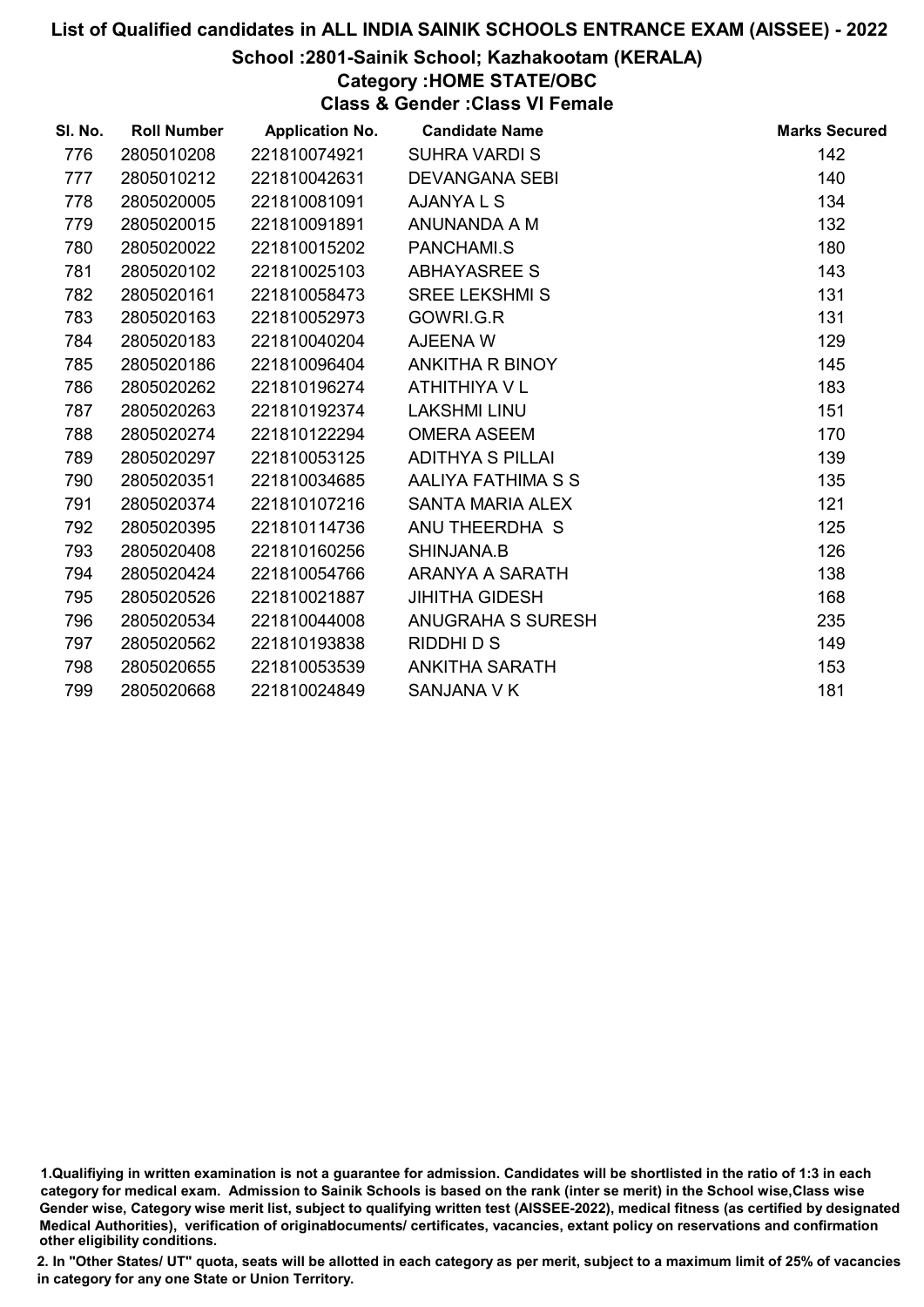# List of Qualified candidates in ALL INDIA SAINIK SCHOOLS ENTRANCE EXAM (AISSEE) - 2022

## School :2801-Sainik School; Kazhakootam (KERALA)

### Category :HOME STATE/OBC

### Class & Gender :Class VI Female

| Sl. No. | Roll Number | Application No. | Candidate Name | Marks Secured |
|---|---|---|---|---|
| 776 | 2805010208 | 221810074921 | SUHRA VARDI S | 142 |
| 777 | 2805010212 | 221810042631 | DEVANGANA SEBI | 140 |
| 778 | 2805020005 | 221810081091 | AJANYA L S | 134 |
| 779 | 2805020015 | 221810091891 | ANUNANDA A M | 132 |
| 780 | 2805020022 | 221810015202 | PANCHAMI.S | 180 |
| 781 | 2805020102 | 221810025103 | ABHAYASREE S | 143 |
| 782 | 2805020161 | 221810058473 | SREE LEKSHMI S | 131 |
| 783 | 2805020163 | 221810052973 | GOWRI.G.R | 131 |
| 784 | 2805020183 | 221810040204 | AJEENA W | 129 |
| 785 | 2805020186 | 221810096404 | ANKITHA R BINOY | 145 |
| 786 | 2805020262 | 221810196274 | ATHITHIYA V L | 183 |
| 787 | 2805020263 | 221810192374 | LAKSHMI LINU | 151 |
| 788 | 2805020274 | 221810122294 | OMERA ASEEM | 170 |
| 789 | 2805020297 | 221810053125 | ADITHYA S PILLAI | 139 |
| 790 | 2805020351 | 221810034685 | AALIYA FATHIMA S S | 135 |
| 791 | 2805020374 | 221810107216 | SANTA MARIA ALEX | 121 |
| 792 | 2805020395 | 221810114736 | ANU THEERDHA S | 125 |
| 793 | 2805020408 | 221810160256 | SHINJANA.B | 126 |
| 794 | 2805020424 | 221810054766 | ARANYA A SARATH | 138 |
| 795 | 2805020526 | 221810021887 | JIHITHA GIDESH | 168 |
| 796 | 2805020534 | 221810044008 | ANUGRAHA S SURESH | 235 |
| 797 | 2805020562 | 221810193838 | RIDDHI D S | 149 |
| 798 | 2805020655 | 221810053539 | ANKITHA SARATH | 153 |
| 799 | 2805020668 | 221810024849 | SANJANA V K | 181 |

1.Qualifiying in written examination is not a guarantee for admission. Candidates will be shortlisted in the ratio of 1:3 in each category for medical exam. Admission to Sainik Schools is based on the rank (inter se merit) in the School wise,Class wise Gender wise, Category wise merit list, subject to qualifying written test (AISSEE-2022), medical fitness (as certified by designated Medical Authorities), verification of originaldocuments/ certificates, vacancies, extant policy on reservations and confirmation other eligibility conditions.

2. In "Other States/ UT" quota, seats will be allotted in each category as per merit, subject to a maximum limit of 25% of vacancies in category for any one State or Union Territory.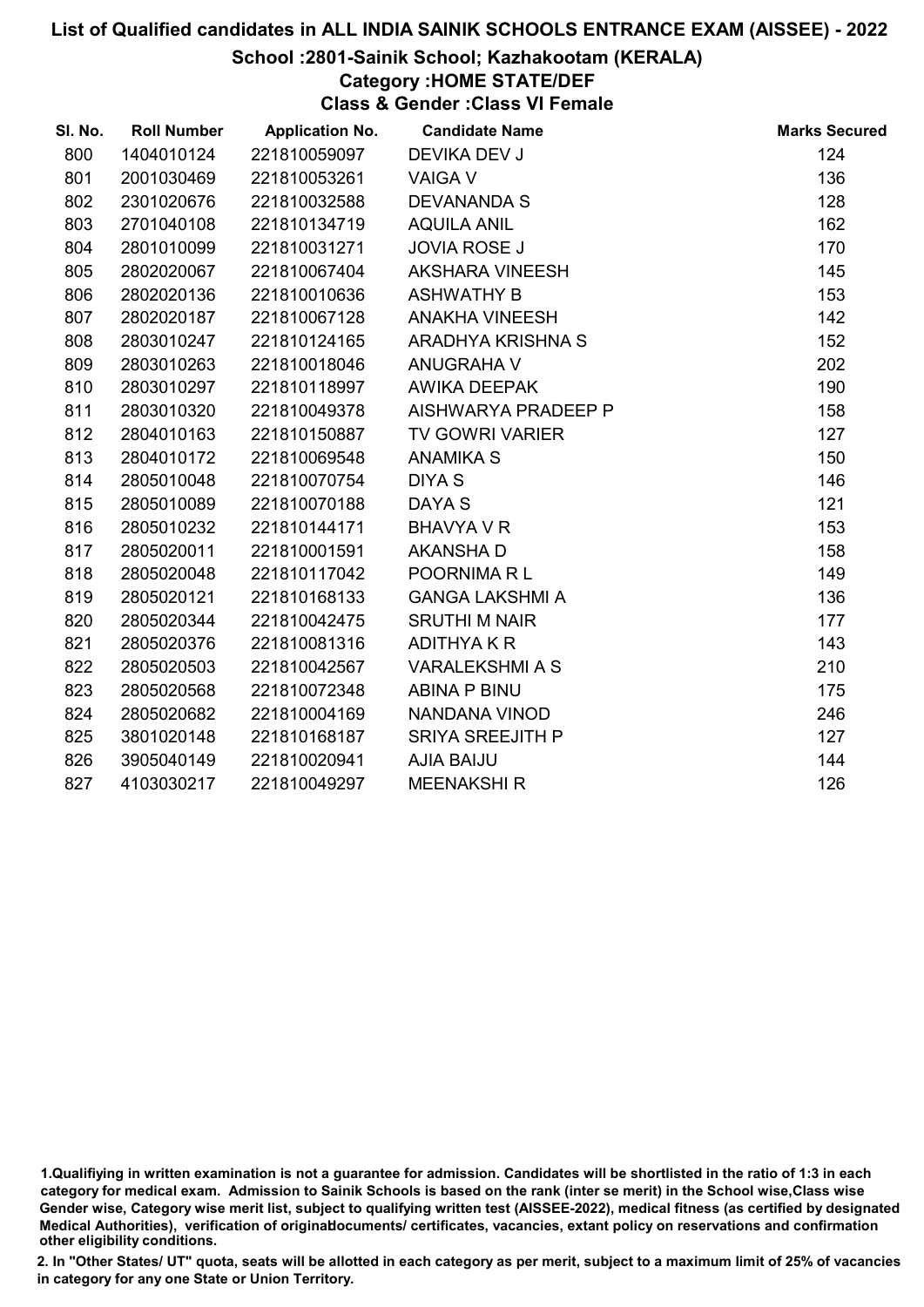# List of Qualified candidates in ALL INDIA SAINIK SCHOOLS ENTRANCE EXAM (AISSEE) - 2022

## School :2801-Sainik School; Kazhakootam (KERALA)

### Category :HOME STATE/DEF

### Class & Gender :Class VI Female

| Sl. No. | Roll Number | Application No. | Candidate Name | Marks Secured |
|---|---|---|---|---|
| 800 | 1404010124 | 221810059097 | DEVIKA DEV J | 124 |
| 801 | 2001030469 | 221810053261 | VAIGA V | 136 |
| 802 | 2301020676 | 221810032588 | DEVANANDA S | 128 |
| 803 | 2701040108 | 221810134719 | AQUILA ANIL | 162 |
| 804 | 2801010099 | 221810031271 | JOVIA ROSE J | 170 |
| 805 | 2802020067 | 221810067404 | AKSHARA VINEESH | 145 |
| 806 | 2802020136 | 221810010636 | ASHWATHY B | 153 |
| 807 | 2802020187 | 221810067128 | ANAKHA VINEESH | 142 |
| 808 | 2803010247 | 221810124165 | ARADHYA KRISHNA S | 152 |
| 809 | 2803010263 | 221810018046 | ANUGRAHA V | 202 |
| 810 | 2803010297 | 221810118997 | AWIKA DEEPAK | 190 |
| 811 | 2803010320 | 221810049378 | AISHWARYA PRADEEP P | 158 |
| 812 | 2804010163 | 221810150887 | TV GOWRI VARIER | 127 |
| 813 | 2804010172 | 221810069548 | ANAMIKA S | 150 |
| 814 | 2805010048 | 221810070754 | DIYA S | 146 |
| 815 | 2805010089 | 221810070188 | DAYA S | 121 |
| 816 | 2805010232 | 221810144171 | BHAVYA V R | 153 |
| 817 | 2805020011 | 221810001591 | AKANSHA D | 158 |
| 818 | 2805020048 | 221810117042 | POORNIMA R L | 149 |
| 819 | 2805020121 | 221810168133 | GANGA LAKSHMI A | 136 |
| 820 | 2805020344 | 221810042475 | SRUTHI M NAIR | 177 |
| 821 | 2805020376 | 221810081316 | ADITHYA K R | 143 |
| 822 | 2805020503 | 221810042567 | VARALEKSHMI A S | 210 |
| 823 | 2805020568 | 221810072348 | ABINA P BINU | 175 |
| 824 | 2805020682 | 221810004169 | NANDANA VINOD | 246 |
| 825 | 3801020148 | 221810168187 | SRIYA SREEJITH P | 127 |
| 826 | 3905040149 | 221810020941 | AJIA BAIJU | 144 |
| 827 | 4103030217 | 221810049297 | MEENAKSHI R | 126 |

1.Qualifiying in written examination is not a guarantee for admission. Candidates will be shortlisted in the ratio of 1:3 in each category for medical exam. Admission to Sainik Schools is based on the rank (inter se merit) in the School wise,Class wise Gender wise, Category wise merit list, subject to qualifying written test (AISSEE-2022), medical fitness (as certified by designated Medical Authorities), verification of originaldocuments/ certificates, vacancies, extant policy on reservations and confirmation other eligibility conditions.

2. In "Other States/ UT" quota, seats will be allotted in each category as per merit, subject to a maximum limit of 25% of vacancies in category for any one State or Union Territory.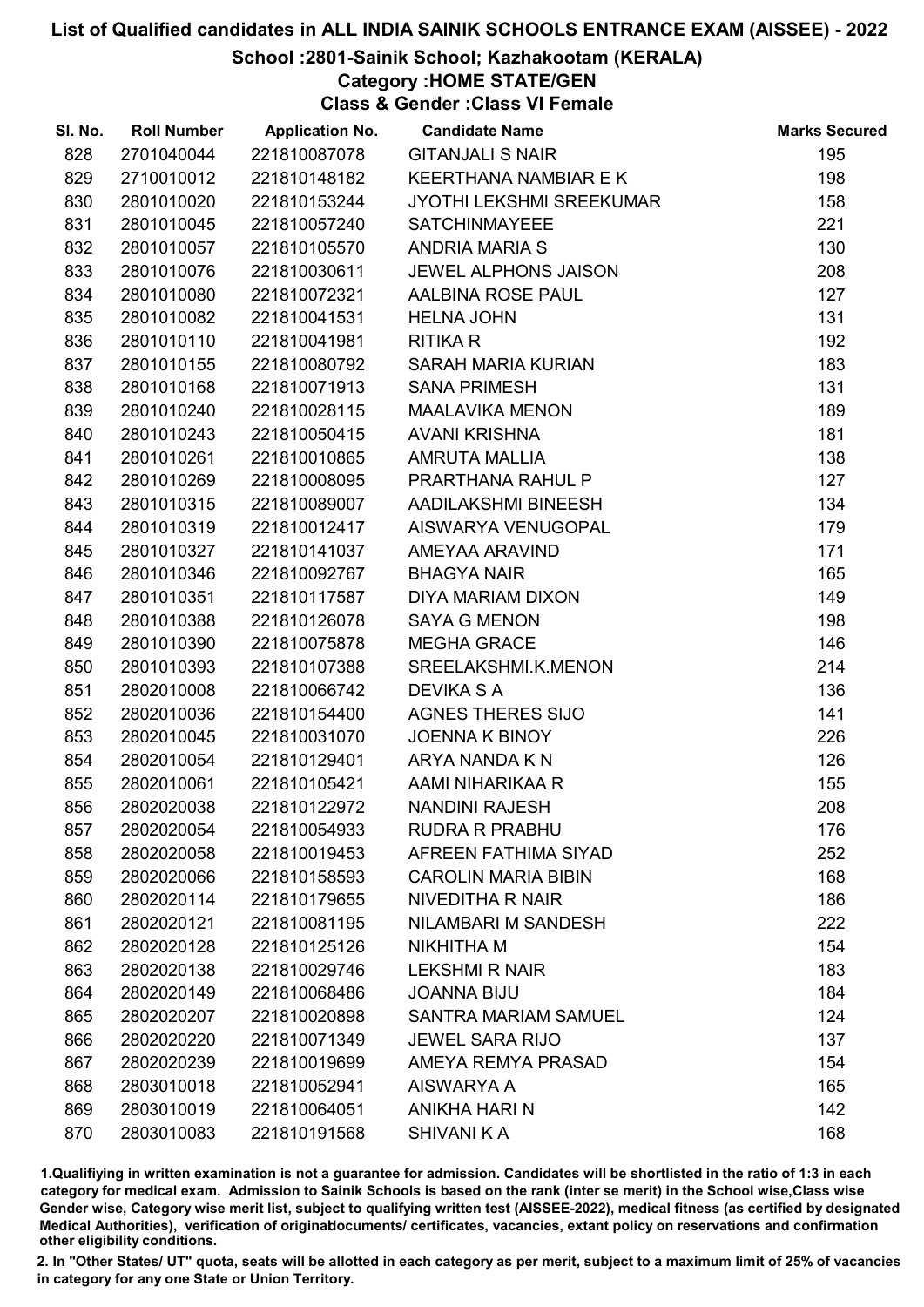# List of Qualified candidates in ALL INDIA SAINIK SCHOOLS ENTRANCE EXAM (AISSEE) - 2022

## School :2801-Sainik School; Kazhakootam (KERALA)

### Category :HOME STATE/GEN

### Class & Gender :Class VI Female

| Sl. No. | Roll Number | Application No. | Candidate Name | Marks Secured |
|---|---|---|---|---|
| 828 | 2701040044 | 221810087078 | GITANJALI S NAIR | 195 |
| 829 | 2710010012 | 221810148182 | KEERTHANA NAMBIAR E K | 198 |
| 830 | 2801010020 | 221810153244 | JYOTHI LEKSHMI SREEKUMAR | 158 |
| 831 | 2801010045 | 221810057240 | SATCHINMAYEEE | 221 |
| 832 | 2801010057 | 221810105570 | ANDRIA MARIA S | 130 |
| 833 | 2801010076 | 221810030611 | JEWEL ALPHONS JAISON | 208 |
| 834 | 2801010080 | 221810072321 | AALBINA ROSE PAUL | 127 |
| 835 | 2801010082 | 221810041531 | HELNA JOHN | 131 |
| 836 | 2801010110 | 221810041981 | RITIKA R | 192 |
| 837 | 2801010155 | 221810080792 | SARAH MARIA KURIAN | 183 |
| 838 | 2801010168 | 221810071913 | SANA PRIMESH | 131 |
| 839 | 2801010240 | 221810028115 | MAALAVIKA MENON | 189 |
| 840 | 2801010243 | 221810050415 | AVANI KRISHNA | 181 |
| 841 | 2801010261 | 221810010865 | AMRUTA MALLIA | 138 |
| 842 | 2801010269 | 221810008095 | PRARTHANA RAHUL P | 127 |
| 843 | 2801010315 | 221810089007 | AADILAKSHMI BINEESH | 134 |
| 844 | 2801010319 | 221810012417 | AISWARYA VENUGOPAL | 179 |
| 845 | 2801010327 | 221810141037 | AMEYAA ARAVIND | 171 |
| 846 | 2801010346 | 221810092767 | BHAGYA NAIR | 165 |
| 847 | 2801010351 | 221810117587 | DIYA MARIAM DIXON | 149 |
| 848 | 2801010388 | 221810126078 | SAYA G MENON | 198 |
| 849 | 2801010390 | 221810075878 | MEGHA GRACE | 146 |
| 850 | 2801010393 | 221810107388 | SREELAKSHMI.K.MENON | 214 |
| 851 | 2802010008 | 221810066742 | DEVIKA S A | 136 |
| 852 | 2802010036 | 221810154400 | AGNES THERES SIJO | 141 |
| 853 | 2802010045 | 221810031070 | JOENNA K BINOY | 226 |
| 854 | 2802010054 | 221810129401 | ARYA NANDA K N | 126 |
| 855 | 2802010061 | 221810105421 | AAMI NIHARIKAA R | 155 |
| 856 | 2802020038 | 221810122972 | NANDINI RAJESH | 208 |
| 857 | 2802020054 | 221810054933 | RUDRA R PRABHU | 176 |
| 858 | 2802020058 | 221810019453 | AFREEN FATHIMA SIYAD | 252 |
| 859 | 2802020066 | 221810158593 | CAROLIN MARIA BIBIN | 168 |
| 860 | 2802020114 | 221810179655 | NIVEDITHA R NAIR | 186 |
| 861 | 2802020121 | 221810081195 | NILAMBARI M SANDESH | 222 |
| 862 | 2802020128 | 221810125126 | NIKHITHA M | 154 |
| 863 | 2802020138 | 221810029746 | LEKSHMI R NAIR | 183 |
| 864 | 2802020149 | 221810068486 | JOANNA BIJU | 184 |
| 865 | 2802020207 | 221810020898 | SANTRA MARIAM SAMUEL | 124 |
| 866 | 2802020220 | 221810071349 | JEWEL SARA RIJO | 137 |
| 867 | 2802020239 | 221810019699 | AMEYA REMYA PRASAD | 154 |
| 868 | 2803010018 | 221810052941 | AISWARYA A | 165 |
| 869 | 2803010019 | 221810064051 | ANIKHA HARI N | 142 |
| 870 | 2803010083 | 221810191568 | SHIVANI K A | 168 |

1.Qualifiying in written examination is not a guarantee for admission. Candidates will be shortlisted in the ratio of 1:3 in each category for medical exam. Admission to Sainik Schools is based on the rank (inter se merit) in the School wise,Class wise Gender wise, Category wise merit list, subject to qualifying written test (AISSEE-2022), medical fitness (as certified by designated Medical Authorities), verification of originaldocuments/ certificates, vacancies, extant policy on reservations and confirmation other eligibility conditions.

2. In "Other States/ UT" quota, seats will be allotted in each category as per merit, subject to a maximum limit of 25% of vacancies in category for any one State or Union Territory.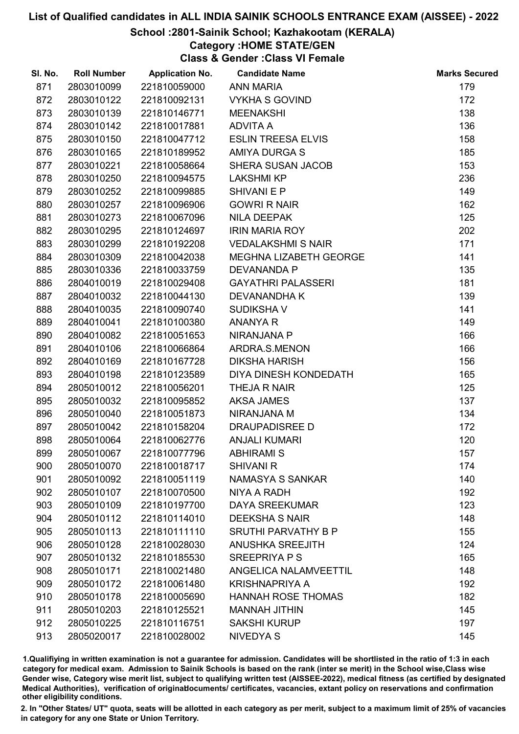# List of Qualified candidates in ALL INDIA SAINIK SCHOOLS ENTRANCE EXAM (AISSEE) - 2022

## School :2801-Sainik School; Kazhakootam (KERALA)

### Category :HOME STATE/GEN

### Class & Gender :Class VI Female

| Sl. No. | Roll Number | Application No. | Candidate Name | Marks Secured |
|---|---|---|---|---|
| 871 | 2803010099 | 221810059000 | ANN MARIA | 179 |
| 872 | 2803010122 | 221810092131 | VYKHA S GOVIND | 172 |
| 873 | 2803010139 | 221810146771 | MEENAKSHI | 138 |
| 874 | 2803010142 | 221810017881 | ADVITA A | 136 |
| 875 | 2803010150 | 221810047712 | ESLIN TREESA ELVIS | 158 |
| 876 | 2803010165 | 221810189952 | AMIYA DURGA S | 185 |
| 877 | 2803010221 | 221810058664 | SHERA SUSAN JACOB | 153 |
| 878 | 2803010250 | 221810094575 | LAKSHMI KP | 236 |
| 879 | 2803010252 | 221810099885 | SHIVANI E P | 149 |
| 880 | 2803010257 | 221810096906 | GOWRI R NAIR | 162 |
| 881 | 2803010273 | 221810067096 | NILA DEEPAK | 125 |
| 882 | 2803010295 | 221810124697 | IRIN MARIA ROY | 202 |
| 883 | 2803010299 | 221810192208 | VEDALAKSHMI S NAIR | 171 |
| 884 | 2803010309 | 221810042038 | MEGHNA LIZABETH GEORGE | 141 |
| 885 | 2803010336 | 221810033759 | DEVANANDA P | 135 |
| 886 | 2804010019 | 221810029408 | GAYATHRI PALASSERI | 181 |
| 887 | 2804010032 | 221810044130 | DEVANANDHA K | 139 |
| 888 | 2804010035 | 221810090740 | SUDIKSHA V | 141 |
| 889 | 2804010041 | 221810100380 | ANANYA R | 149 |
| 890 | 2804010082 | 221810051653 | NIRANJANA P | 166 |
| 891 | 2804010106 | 221810066864 | ARDRA.S.MENON | 166 |
| 892 | 2804010169 | 221810167728 | DIKSHA HARISH | 156 |
| 893 | 2804010198 | 221810123589 | DIYA DINESH KONDEDATH | 165 |
| 894 | 2805010012 | 221810056201 | THEJA R NAIR | 125 |
| 895 | 2805010032 | 221810095852 | AKSA JAMES | 137 |
| 896 | 2805010040 | 221810051873 | NIRANJANA M | 134 |
| 897 | 2805010042 | 221810158204 | DRAUPADISREE D | 172 |
| 898 | 2805010064 | 221810062776 | ANJALI KUMARI | 120 |
| 899 | 2805010067 | 221810077796 | ABHIRAMI S | 157 |
| 900 | 2805010070 | 221810018717 | SHIVANI R | 174 |
| 901 | 2805010092 | 221810051119 | NAMASYA S SANKAR | 140 |
| 902 | 2805010107 | 221810070500 | NIYA A RADH | 192 |
| 903 | 2805010109 | 221810197700 | DAYA SREEKUMAR | 123 |
| 904 | 2805010112 | 221810114010 | DEEKSHA S NAIR | 148 |
| 905 | 2805010113 | 221810111110 | SRUTHI PARVATHY B P | 155 |
| 906 | 2805010128 | 221810028030 | ANUSHKA SREEJITH | 124 |
| 907 | 2805010132 | 221810185530 | SREEPRIYA P S | 165 |
| 908 | 2805010171 | 221810021480 | ANGELICA NALAMVEETTIL | 148 |
| 909 | 2805010172 | 221810061480 | KRISHNAPRIYA A | 192 |
| 910 | 2805010178 | 221810005690 | HANNAH ROSE THOMAS | 182 |
| 911 | 2805010203 | 221810125521 | MANNAH JITHIN | 145 |
| 912 | 2805010225 | 221810116751 | SAKSHI KURUP | 197 |
| 913 | 2805020017 | 221810028002 | NIVEDYA S | 145 |

1.Qualifiying in written examination is not a guarantee for admission. Candidates will be shortlisted in the ratio of 1:3 in each category for medical exam. Admission to Sainik Schools is based on the rank (inter se merit) in the School wise,Class wise Gender wise, Category wise merit list, subject to qualifying written test (AISSEE-2022), medical fitness (as certified by designated Medical Authorities), verification of originaldocuments/ certificates, vacancies, extant policy on reservations and confirmation other eligibility conditions.

2. In "Other States/ UT" quota, seats will be allotted in each category as per merit, subject to a maximum limit of 25% of vacancies in category for any one State or Union Territory.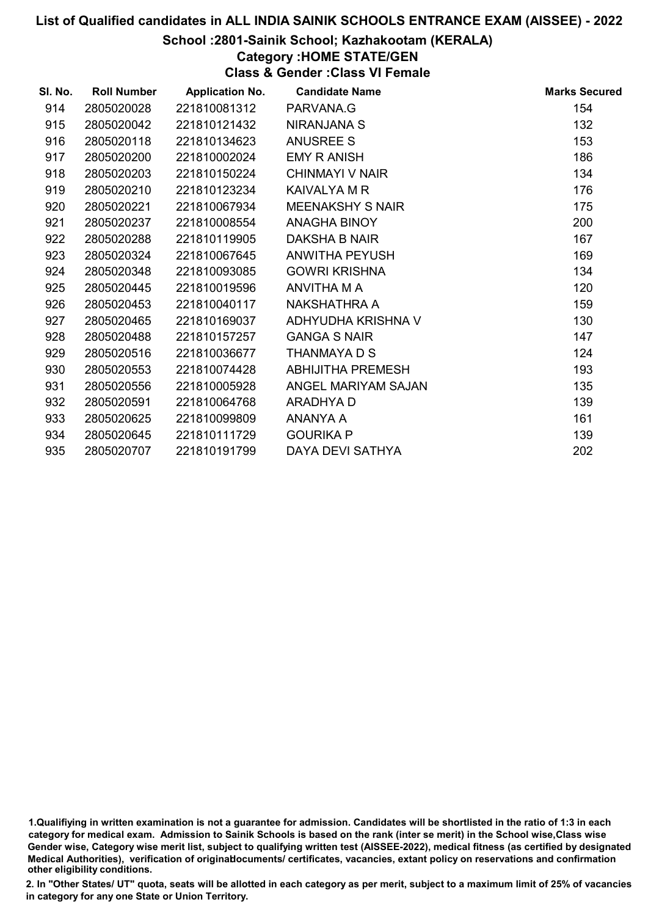# List of Qualified candidates in ALL INDIA SAINIK SCHOOLS ENTRANCE EXAM (AISSEE) - 2022

## School :2801-Sainik School; Kazhakootam (KERALA)

### Category :HOME STATE/GEN

### Class & Gender :Class VI Female

| Sl. No. | Roll Number | Application No. | Candidate Name | Marks Secured |
|---|---|---|---|---|
| 914 | 2805020028 | 221810081312 | PARVANA.G | 154 |
| 915 | 2805020042 | 221810121432 | NIRANJANA S | 132 |
| 916 | 2805020118 | 221810134623 | ANUSREE S | 153 |
| 917 | 2805020200 | 221810002024 | EMY R ANISH | 186 |
| 918 | 2805020203 | 221810150224 | CHINMAYI V NAIR | 134 |
| 919 | 2805020210 | 221810123234 | KAIVALYA M R | 176 |
| 920 | 2805020221 | 221810067934 | MEENAKSHY S NAIR | 175 |
| 921 | 2805020237 | 221810008554 | ANAGHA BINOY | 200 |
| 922 | 2805020288 | 221810119905 | DAKSHA B NAIR | 167 |
| 923 | 2805020324 | 221810067645 | ANWITHA PEYUSH | 169 |
| 924 | 2805020348 | 221810093085 | GOWRI KRISHNA | 134 |
| 925 | 2805020445 | 221810019596 | ANVITHA M A | 120 |
| 926 | 2805020453 | 221810040117 | NAKSHATHRA A | 159 |
| 927 | 2805020465 | 221810169037 | ADHYUDHA KRISHNA V | 130 |
| 928 | 2805020488 | 221810157257 | GANGA S NAIR | 147 |
| 929 | 2805020516 | 221810036677 | THANMAYA D S | 124 |
| 930 | 2805020553 | 221810074428 | ABHIJITHA PREMESH | 193 |
| 931 | 2805020556 | 221810005928 | ANGEL MARIYAM SAJAN | 135 |
| 932 | 2805020591 | 221810064768 | ARADHYA D | 139 |
| 933 | 2805020625 | 221810099809 | ANANYA A | 161 |
| 934 | 2805020645 | 221810111729 | GOURIKA P | 139 |
| 935 | 2805020707 | 221810191799 | DAYA DEVI SATHYA | 202 |

1.Qualifiying in written examination is not a guarantee for admission. Candidates will be shortlisted in the ratio of 1:3 in each category for medical exam. Admission to Sainik Schools is based on the rank (inter se merit) in the School wise,Class wise Gender wise, Category wise merit list, subject to qualifying written test (AISSEE-2022), medical fitness (as certified by designated Medical Authorities), verification of originaldocuments/ certificates, vacancies, extant policy on reservations and confirmation other eligibility conditions.

2. In "Other States/ UT" quota, seats will be allotted in each category as per merit, subject to a maximum limit of 25% of vacancies in category for any one State or Union Territory.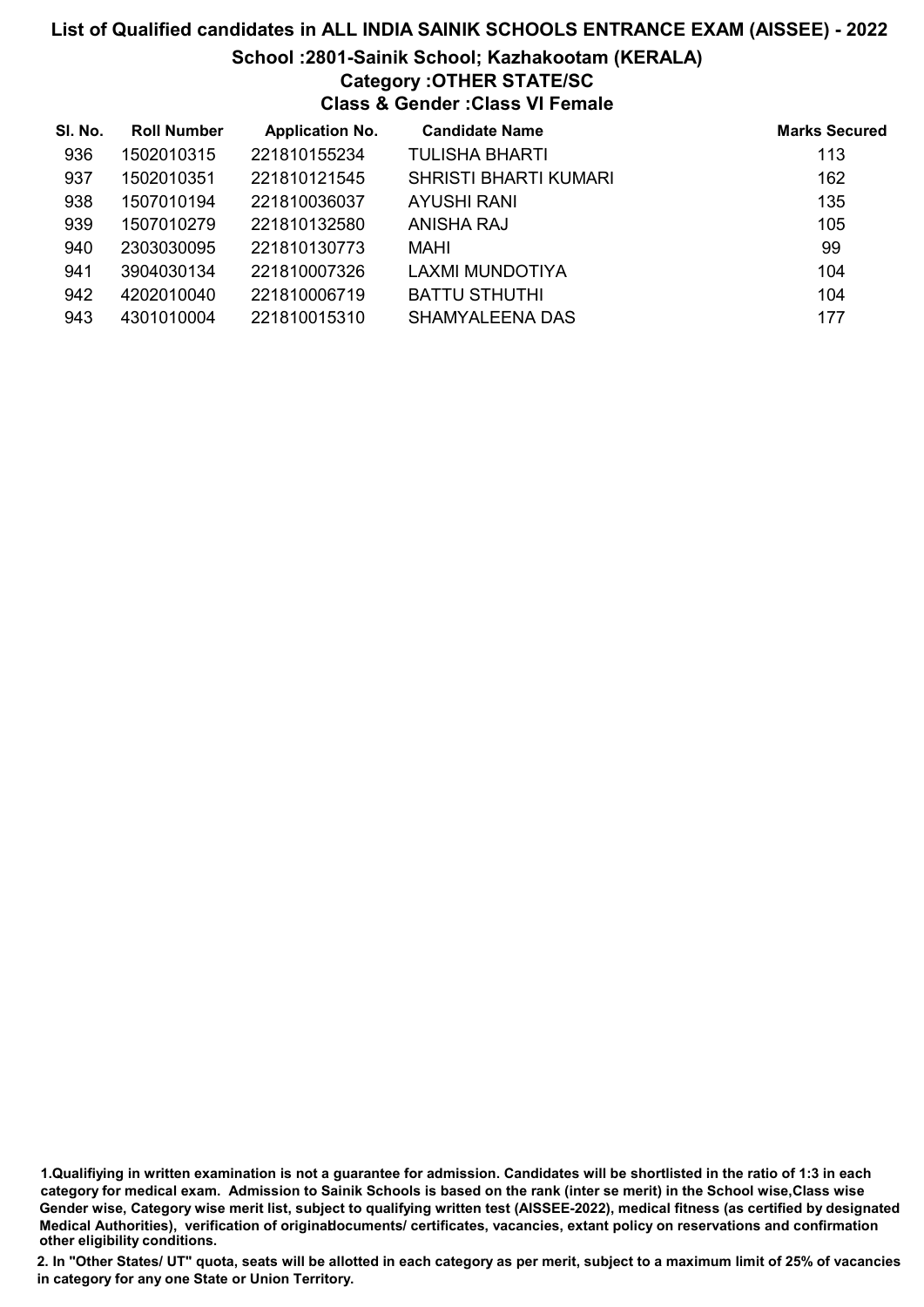# List of Qualified candidates in ALL INDIA SAINIK SCHOOLS ENTRANCE EXAM (AISSEE) - 2022

## School :2801-Sainik School; Kazhakootam (KERALA)

### Category :OTHER STATE/SC

### Class & Gender :Class VI Female

| Sl. No. | Roll Number | Application No. | Candidate Name | Marks Secured |
|---|---|---|---|---|
| 936 | 1502010315 | 221810155234 | TULISHA BHARTI | 113 |
| 937 | 1502010351 | 221810121545 | SHRISTI BHARTI KUMARI | 162 |
| 938 | 1507010194 | 221810036037 | AYUSHI RANI | 135 |
| 939 | 1507010279 | 221810132580 | ANISHA RAJ | 105 |
| 940 | 2303030095 | 221810130773 | MAHI | 99 |
| 941 | 3904030134 | 221810007326 | LAXMI MUNDOTIYA | 104 |
| 942 | 4202010040 | 221810006719 | BATTU STHUTHI | 104 |
| 943 | 4301010004 | 221810015310 | SHAMYALEENA DAS | 177 |

**1.Qualifiying in written examination is not a guarantee for admission. Candidates will be shortlisted in the ratio of 1:3 in each category for medical exam. Admission to Sainik Schools is based on the rank (inter se merit) in the School wise,Class wise Gender wise, Category wise merit list, subject to qualifying written test (AISSEE-2022), medical fitness (as certified by designated Medical Authorities), verification of originaldocuments/ certificates, vacancies, extant policy on reservations and confirmation other eligibility conditions.**

**2. In "Other States/ UT" quota, seats will be allotted in each category as per merit, subject to a maximum limit of 25% of vacancies in category for any one State or Union Territory.**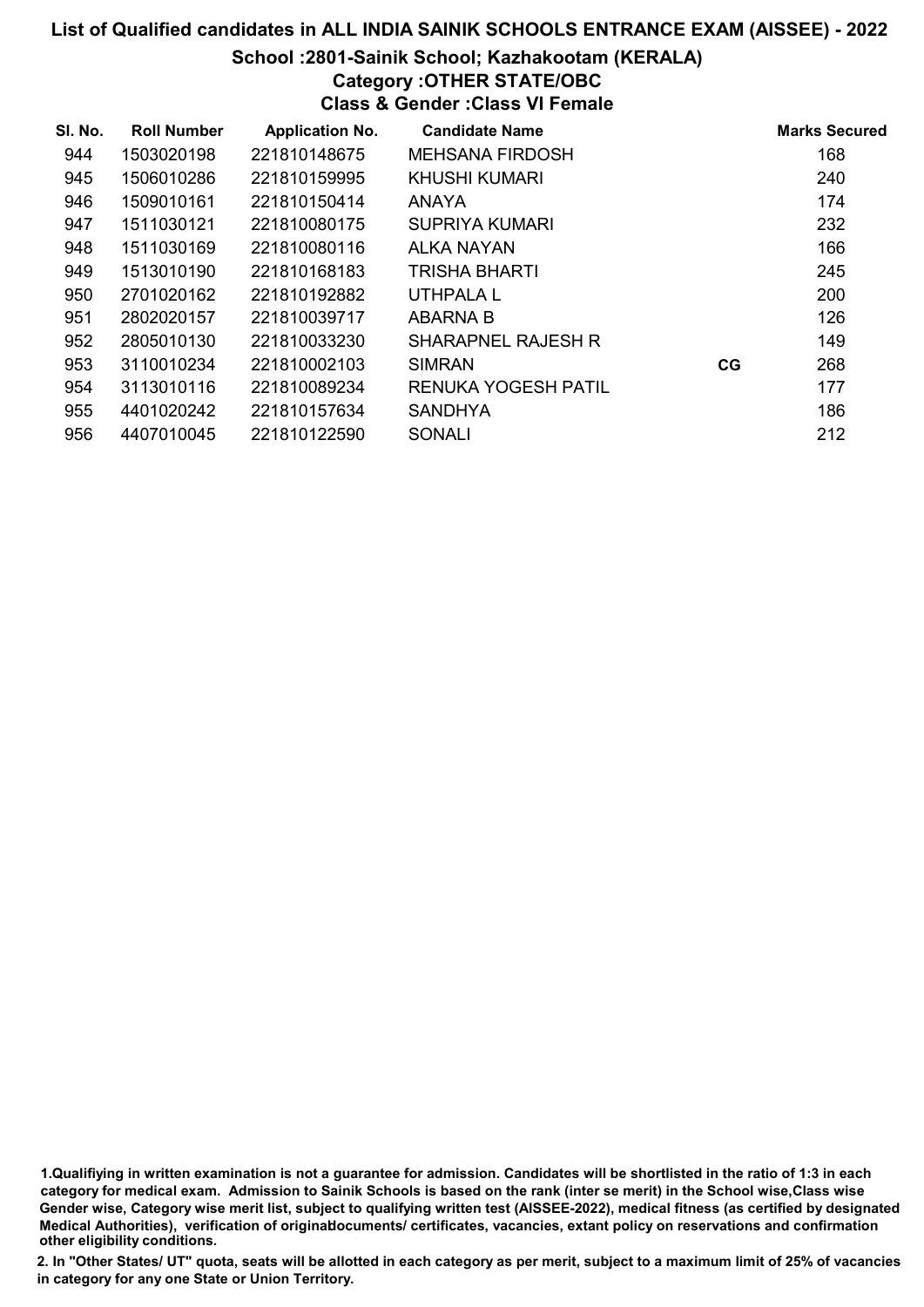# List of Qualified candidates in ALL INDIA SAINIK SCHOOLS ENTRANCE EXAM (AISSEE) - 2022

## School :2801-Sainik School; Kazhakootam (KERALA)

### Category :OTHER STATE/OBC

### Class & Gender :Class VI Female

| Sl. No. | Roll Number | Application No. | Candidate Name | | Marks Secured |
|---|---|---|---|---|---|
| 944 | 1503020198 | 221810148675 | MEHSANA FIRDOSH | | 168 |
| 945 | 1506010286 | 221810159995 | KHUSHI KUMARI | | 240 |
| 946 | 1509010161 | 221810150414 | ANAYA | | 174 |
| 947 | 1511030121 | 221810080175 | SUPRIYA KUMARI | | 232 |
| 948 | 1511030169 | 221810080116 | ALKA NAYAN | | 166 |
| 949 | 1513010190 | 221810168183 | TRISHA BHARTI | | 245 |
| 950 | 2701020162 | 221810192882 | UTHPALA L | | 200 |
| 951 | 2802020157 | 221810039717 | ABARNA B | | 126 |
| 952 | 2805010130 | 221810033230 | SHARAPNEL RAJESH R | | 149 |
| 953 | 3110010234 | 221810002103 | SIMRAN | CG | 268 |
| 954 | 3113010116 | 221810089234 | RENUKA YOGESH PATIL | | 177 |
| 955 | 4401020242 | 221810157634 | SANDHYA | | 186 |
| 956 | 4407010045 | 221810122590 | SONALI | | 212 |

1.Qualifiying in written examination is not a guarantee for admission. Candidates will be shortlisted in the ratio of 1:3 in each category for medical exam. Admission to Sainik Schools is based on the rank (inter se merit) in the School wise,Class wise Gender wise, Category wise merit list, subject to qualifying written test (AISSEE-2022), medical fitness (as certified by designated Medical Authorities), verification of originaldocuments/ certificates, vacancies, extant policy on reservations and confirmation other eligibility conditions.

2. In "Other States/ UT" quota, seats will be allotted in each category as per merit, subject to a maximum limit of 25% of vacancies in category for any one State or Union Territory.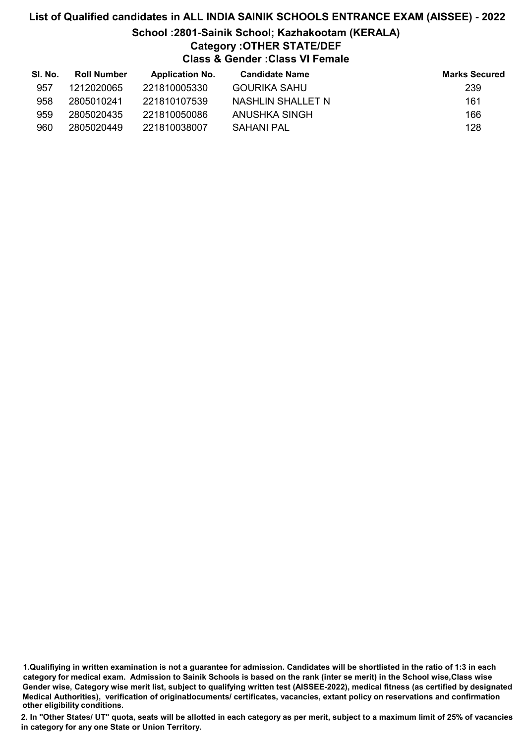## List of Qualified candidates in ALL INDIA SAINIK SCHOOLS ENTRANCE EXAM (AISSEE) - 2022

### School :2801-Sainik School; Kazhakootam (KERALA)

### Category :OTHER STATE/DEF

### Class & Gender :Class VI Female

| Sl. No. | Roll Number | Application No. | Candidate Name | Marks Secured |
|---|---|---|---|---|
| 957 | 1212020065 | 221810005330 | GOURIKA SAHU | 239 |
| 958 | 2805010241 | 221810107539 | NASHLIN SHALLET N | 161 |
| 959 | 2805020435 | 221810050086 | ANUSHKA SINGH | 166 |
| 960 | 2805020449 | 221810038007 | SAHANI PAL | 128 |

**1.Qualifiying in written examination is not a guarantee for admission. Candidates will be shortlisted in the ratio of 1:3 in each category for medical exam. Admission to Sainik Schools is based on the rank (inter se merit) in the School wise,Class wise Gender wise, Category wise merit list, subject to qualifying written test (AISSEE-2022), medical fitness (as certified by designated Medical Authorities), verification of originaldocuments/ certificates, vacancies, extant policy on reservations and confirmation other eligibility conditions.**

**2. In "Other States/ UT" quota, seats will be allotted in each category as per merit, subject to a maximum limit of 25% of vacancies in category for any one State or Union Territory.**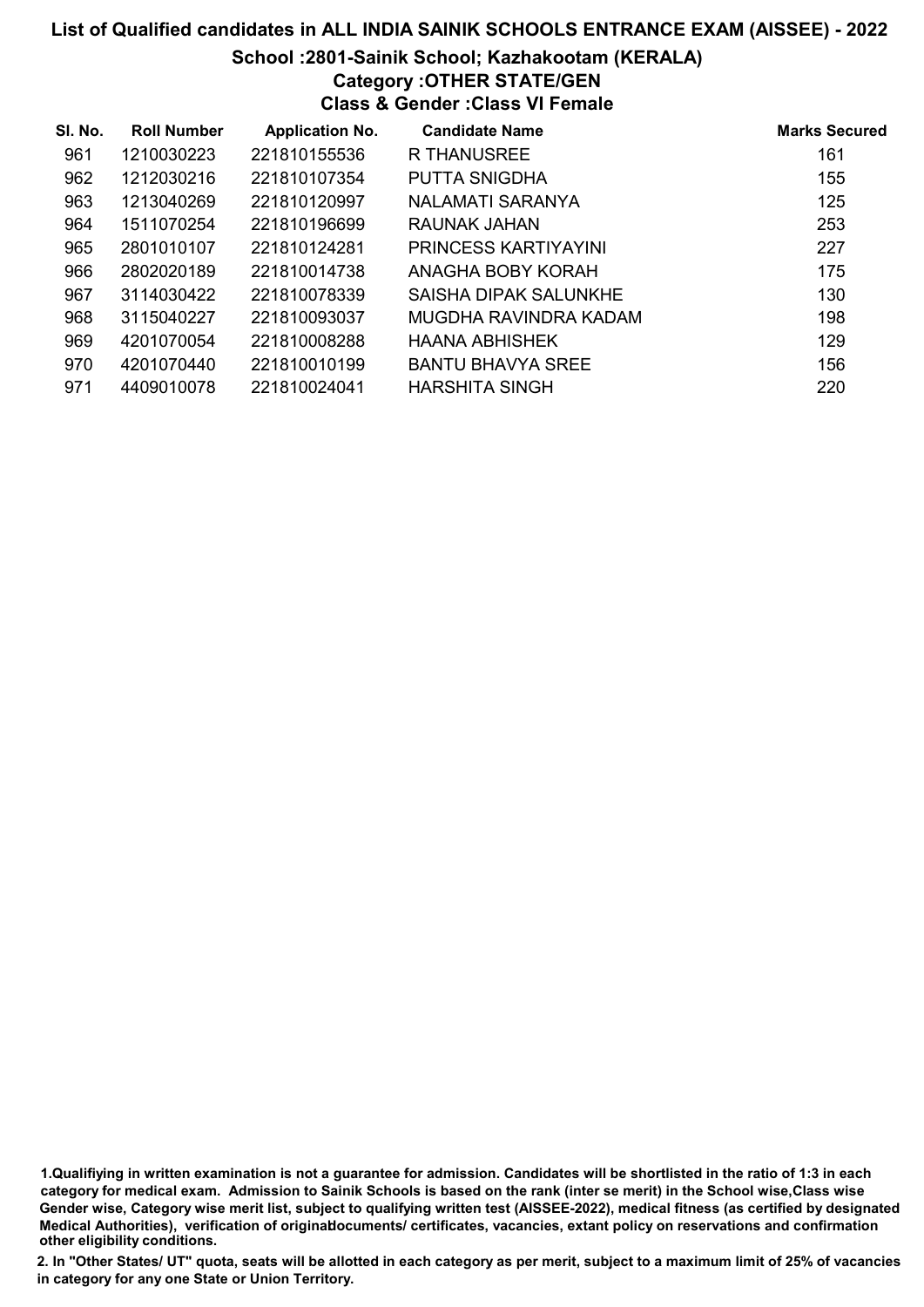# List of Qualified candidates in ALL INDIA SAINIK SCHOOLS ENTRANCE EXAM (AISSEE) - 2022

## School :2801-Sainik School; Kazhakootam (KERALA)

### Category :OTHER STATE/GEN

### Class & Gender :Class VI Female

| Sl. No. | Roll Number | Application No. | Candidate Name | Marks Secured |
|---|---|---|---|---|
| 961 | 1210030223 | 221810155536 | R THANUSREE | 161 |
| 962 | 1212030216 | 221810107354 | PUTTA SNIGDHA | 155 |
| 963 | 1213040269 | 221810120997 | NALAMATI SARANYA | 125 |
| 964 | 1511070254 | 221810196699 | RAUNAK JAHAN | 253 |
| 965 | 2801010107 | 221810124281 | PRINCESS KARTIYAYINI | 227 |
| 966 | 2802020189 | 221810014738 | ANAGHA BOBY KORAH | 175 |
| 967 | 3114030422 | 221810078339 | SAISHA DIPAK SALUNKHE | 130 |
| 968 | 3115040227 | 221810093037 | MUGDHA RAVINDRA KADAM | 198 |
| 969 | 4201070054 | 221810008288 | HAANA ABHISHEK | 129 |
| 970 | 4201070440 | 221810010199 | BANTU BHAVYA SREE | 156 |
| 971 | 4409010078 | 221810024041 | HARSHITA SINGH | 220 |

1.Qualifiying in written examination is not a guarantee for admission. Candidates will be shortlisted in the ratio of 1:3 in each category for medical exam. Admission to Sainik Schools is based on the rank (inter se merit) in the School wise,Class wise Gender wise, Category wise merit list, subject to qualifying written test (AISSEE-2022), medical fitness (as certified by designated Medical Authorities), verification of originaldocuments/ certificates, vacancies, extant policy on reservations and confirmation other eligibility conditions.

2. In "Other States/ UT" quota, seats will be allotted in each category as per merit, subject to a maximum limit of 25% of vacancies in category for any one State or Union Territory.